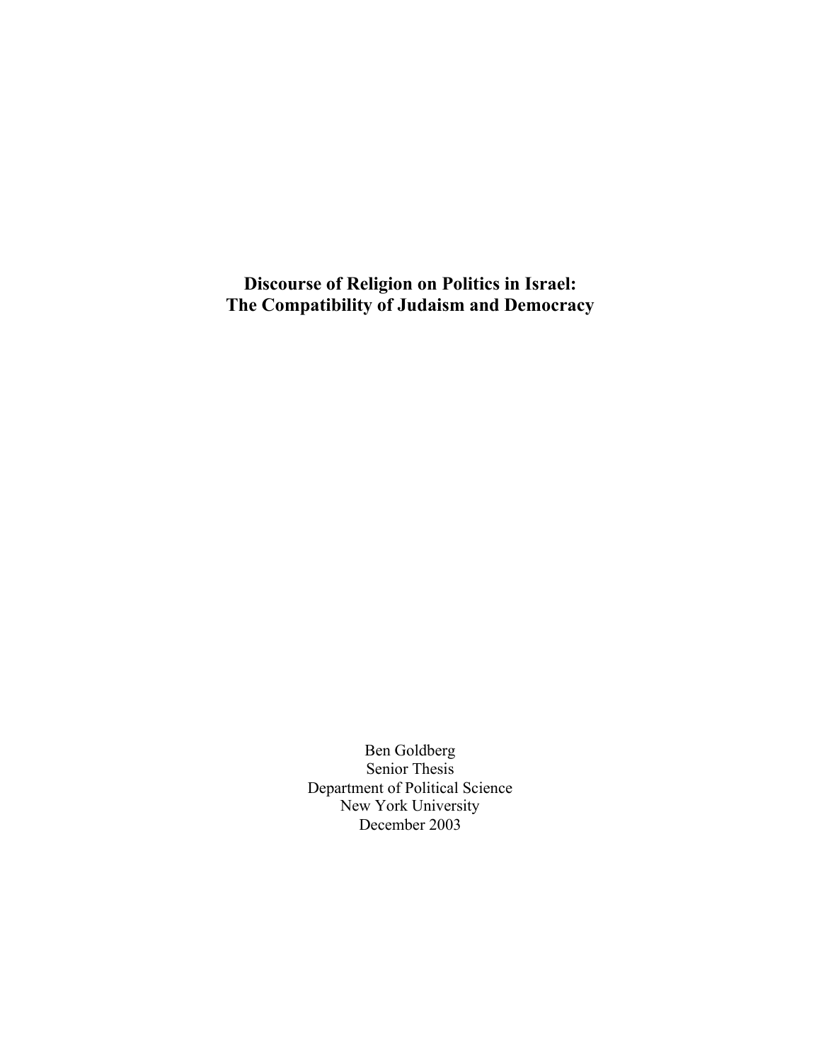# Discourse of Religion on Politics in Israel: The Compatibility of Judaism and Democracy

Ben Goldberg
Senior Thesis
Department of Political Science
New York University
December 2003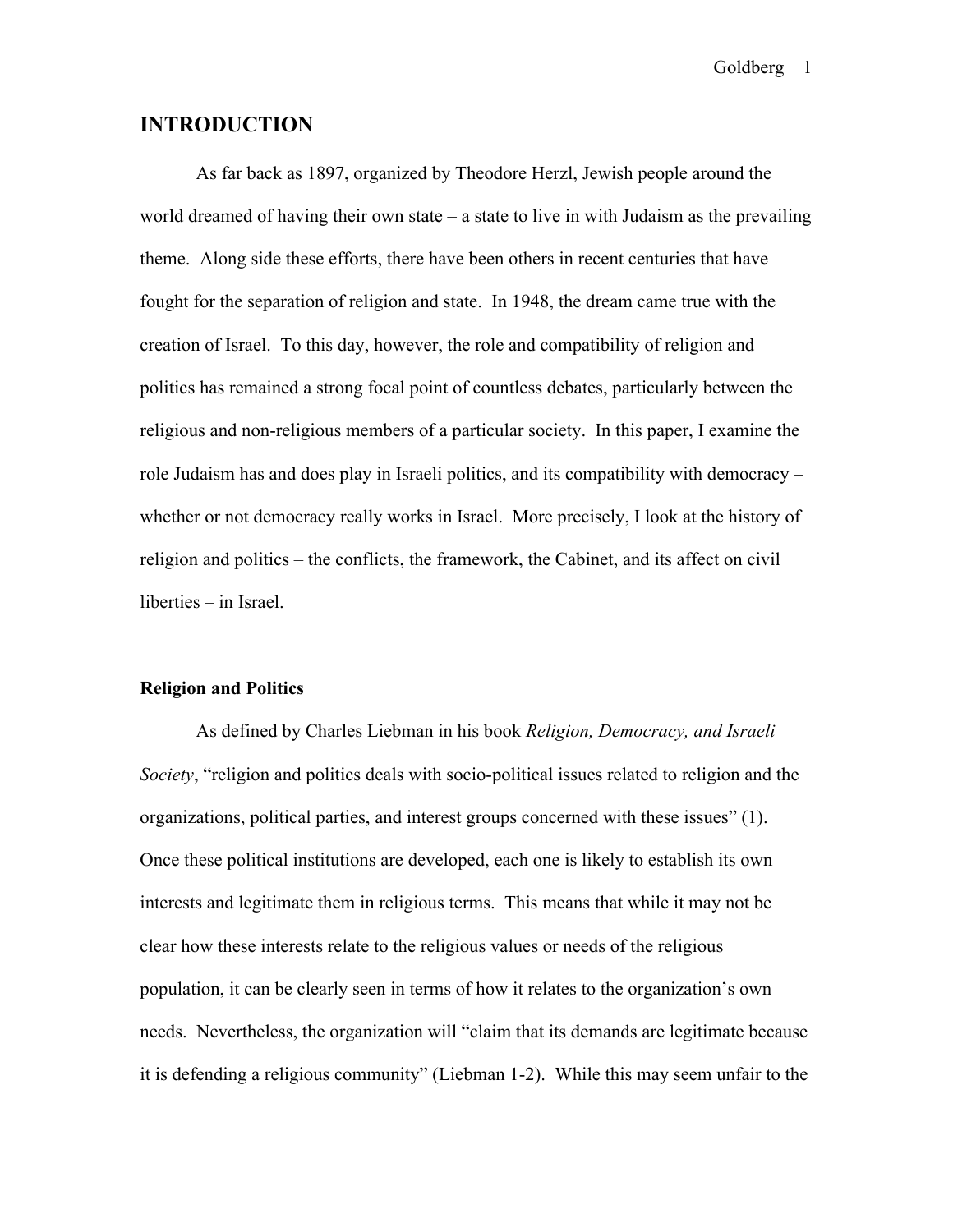# INTRODUCTION

As far back as 1897, organized by Theodore Herzl, Jewish people around the world dreamed of having their own state – a state to live in with Judaism as the prevailing theme. Along side these efforts, there have been others in recent centuries that have fought for the separation of religion and state. In 1948, the dream came true with the creation of Israel. To this day, however, the role and compatibility of religion and politics has remained a strong focal point of countless debates, particularly between the religious and non-religious members of a particular society. In this paper, I examine the role Judaism has and does play in Israeli politics, and its compatibility with democracy – whether or not democracy really works in Israel. More precisely, I look at the history of religion and politics – the conflicts, the framework, the Cabinet, and its affect on civil liberties – in Israel.

### Religion and Politics

As defined by Charles Liebman in his book *Religion, Democracy, and Israeli Society*, "religion and politics deals with socio-political issues related to religion and the organizations, political parties, and interest groups concerned with these issues" (1). Once these political institutions are developed, each one is likely to establish its own interests and legitimate them in religious terms. This means that while it may not be clear how these interests relate to the religious values or needs of the religious population, it can be clearly seen in terms of how it relates to the organization's own needs. Nevertheless, the organization will "claim that its demands are legitimate because it is defending a religious community" (Liebman 1-2). While this may seem unfair to the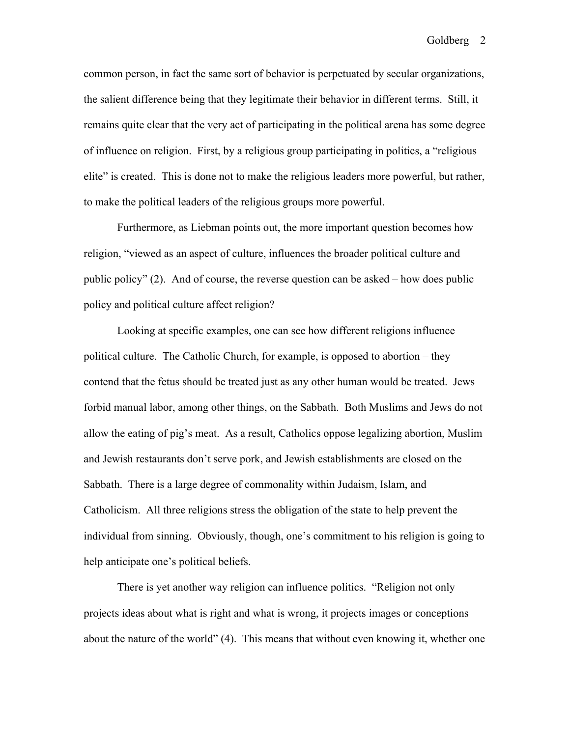common person, in fact the same sort of behavior is perpetuated by secular organizations, the salient difference being that they legitimate their behavior in different terms. Still, it remains quite clear that the very act of participating in the political arena has some degree of influence on religion. First, by a religious group participating in politics, a "religious elite" is created. This is done not to make the religious leaders more powerful, but rather, to make the political leaders of the religious groups more powerful.

Furthermore, as Liebman points out, the more important question becomes how religion, "viewed as an aspect of culture, influences the broader political culture and public policy" (2). And of course, the reverse question can be asked – how does public policy and political culture affect religion?

Looking at specific examples, one can see how different religions influence political culture. The Catholic Church, for example, is opposed to abortion – they contend that the fetus should be treated just as any other human would be treated. Jews forbid manual labor, among other things, on the Sabbath. Both Muslims and Jews do not allow the eating of pig's meat. As a result, Catholics oppose legalizing abortion, Muslim and Jewish restaurants don't serve pork, and Jewish establishments are closed on the Sabbath. There is a large degree of commonality within Judaism, Islam, and Catholicism. All three religions stress the obligation of the state to help prevent the individual from sinning. Obviously, though, one's commitment to his religion is going to help anticipate one's political beliefs.

There is yet another way religion can influence politics. "Religion not only projects ideas about what is right and what is wrong, it projects images or conceptions about the nature of the world" (4). This means that without even knowing it, whether one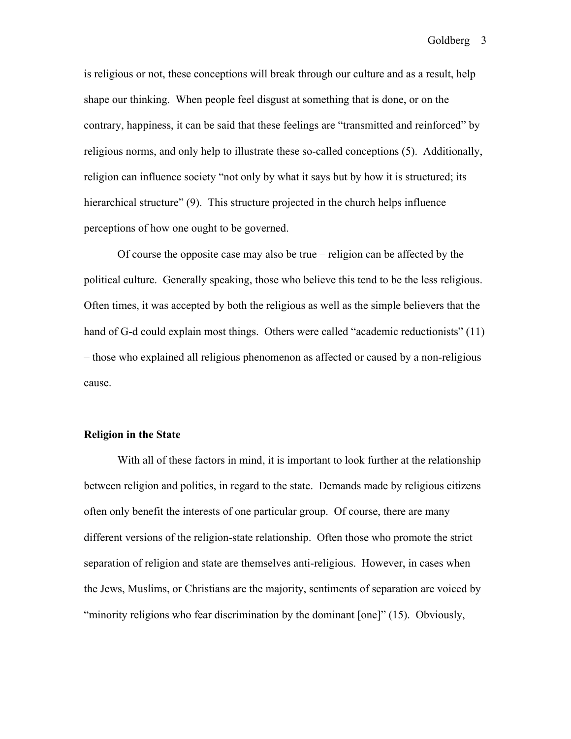is religious or not, these conceptions will break through our culture and as a result, help shape our thinking.  When people feel disgust at something that is done, or on the contrary, happiness, it can be said that these feelings are "transmitted and reinforced" by religious norms, and only help to illustrate these so-called conceptions (5).  Additionally, religion can influence society "not only by what it says but by how it is structured; its hierarchical structure" (9).  This structure projected in the church helps influence perceptions of how one ought to be governed.

Of course the opposite case may also be true – religion can be affected by the political culture.  Generally speaking, those who believe this tend to be the less religious. Often times, it was accepted by both the religious as well as the simple believers that the hand of G-d could explain most things.  Others were called "academic reductionists" (11) – those who explained all religious phenomenon as affected or caused by a non-religious cause.

**Religion in the State**

With all of these factors in mind, it is important to look further at the relationship between religion and politics, in regard to the state.  Demands made by religious citizens often only benefit the interests of one particular group.  Of course, there are many different versions of the religion-state relationship.  Often those who promote the strict separation of religion and state are themselves anti-religious.  However, in cases when the Jews, Muslims, or Christians are the majority, sentiments of separation are voiced by "minority religions who fear discrimination by the dominant [one]" (15).  Obviously,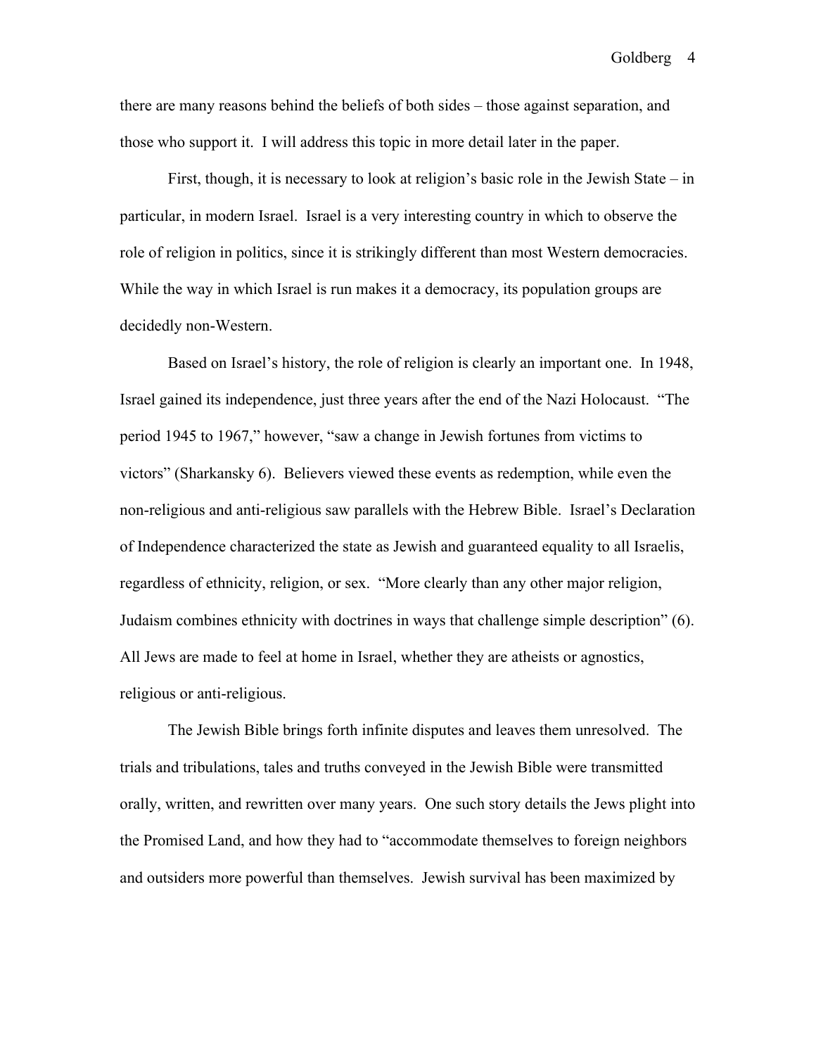there are many reasons behind the beliefs of both sides – those against separation, and those who support it. I will address this topic in more detail later in the paper.

First, though, it is necessary to look at religion's basic role in the Jewish State – in particular, in modern Israel. Israel is a very interesting country in which to observe the role of religion in politics, since it is strikingly different than most Western democracies. While the way in which Israel is run makes it a democracy, its population groups are decidedly non-Western.

Based on Israel's history, the role of religion is clearly an important one. In 1948, Israel gained its independence, just three years after the end of the Nazi Holocaust. "The period 1945 to 1967," however, "saw a change in Jewish fortunes from victims to victors" (Sharkansky 6). Believers viewed these events as redemption, while even the non-religious and anti-religious saw parallels with the Hebrew Bible. Israel's Declaration of Independence characterized the state as Jewish and guaranteed equality to all Israelis, regardless of ethnicity, religion, or sex. "More clearly than any other major religion, Judaism combines ethnicity with doctrines in ways that challenge simple description" (6). All Jews are made to feel at home in Israel, whether they are atheists or agnostics, religious or anti-religious.

The Jewish Bible brings forth infinite disputes and leaves them unresolved. The trials and tribulations, tales and truths conveyed in the Jewish Bible were transmitted orally, written, and rewritten over many years. One such story details the Jews plight into the Promised Land, and how they had to "accommodate themselves to foreign neighbors and outsiders more powerful than themselves. Jewish survival has been maximized by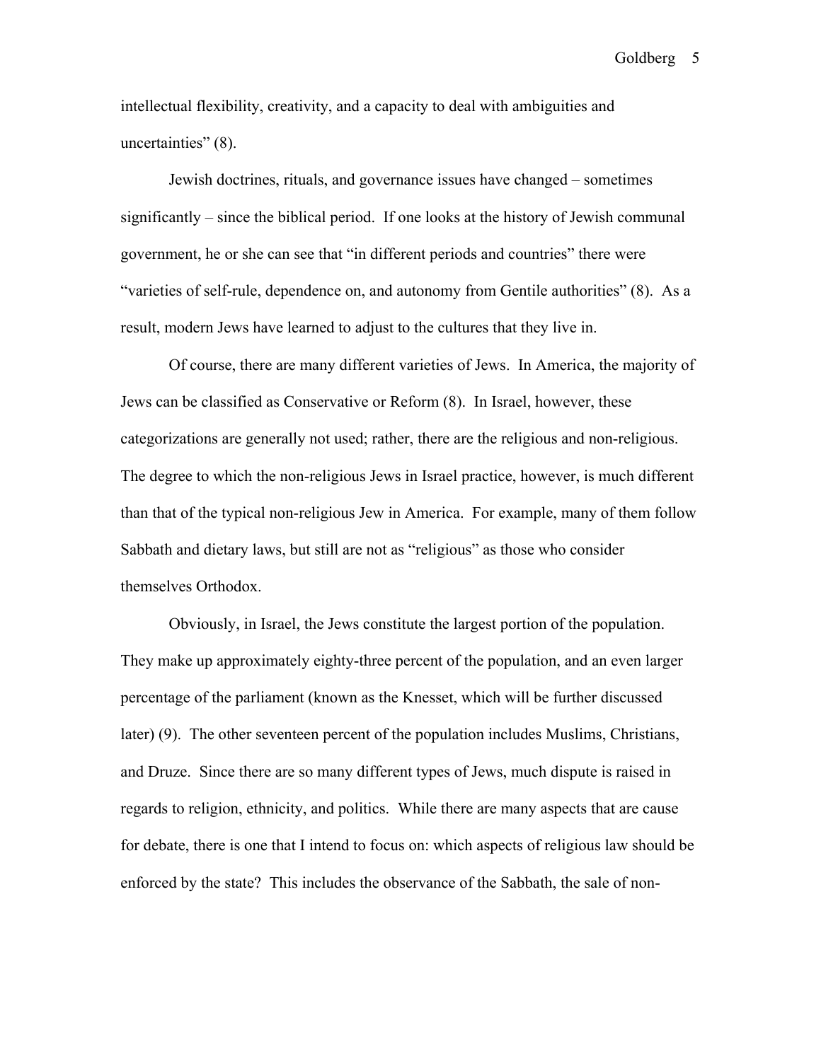intellectual flexibility, creativity, and a capacity to deal with ambiguities and uncertainties" (8).

Jewish doctrines, rituals, and governance issues have changed – sometimes significantly – since the biblical period. If one looks at the history of Jewish communal government, he or she can see that "in different periods and countries" there were "varieties of self-rule, dependence on, and autonomy from Gentile authorities" (8). As a result, modern Jews have learned to adjust to the cultures that they live in.

Of course, there are many different varieties of Jews. In America, the majority of Jews can be classified as Conservative or Reform (8). In Israel, however, these categorizations are generally not used; rather, there are the religious and non-religious. The degree to which the non-religious Jews in Israel practice, however, is much different than that of the typical non-religious Jew in America. For example, many of them follow Sabbath and dietary laws, but still are not as "religious" as those who consider themselves Orthodox.

Obviously, in Israel, the Jews constitute the largest portion of the population. They make up approximately eighty-three percent of the population, and an even larger percentage of the parliament (known as the Knesset, which will be further discussed later) (9). The other seventeen percent of the population includes Muslims, Christians, and Druze. Since there are so many different types of Jews, much dispute is raised in regards to religion, ethnicity, and politics. While there are many aspects that are cause for debate, there is one that I intend to focus on: which aspects of religious law should be enforced by the state? This includes the observance of the Sabbath, the sale of non-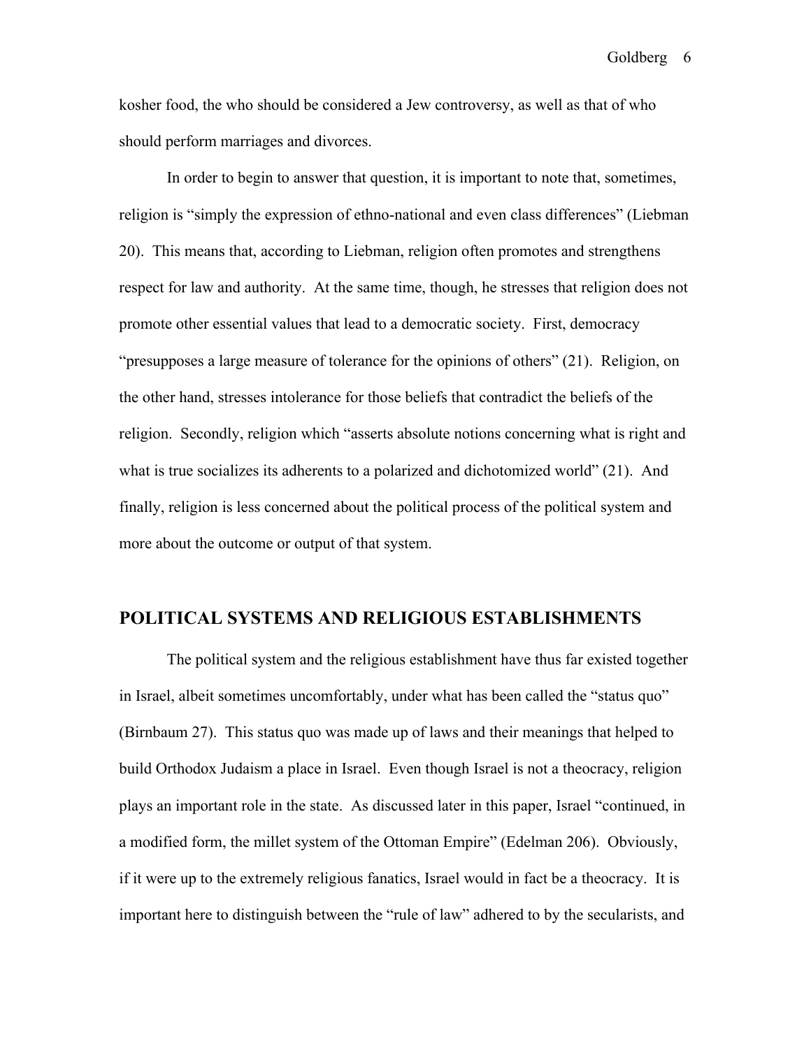kosher food, the who should be considered a Jew controversy, as well as that of who should perform marriages and divorces.

In order to begin to answer that question, it is important to note that, sometimes, religion is "simply the expression of ethno-national and even class differences" (Liebman 20). This means that, according to Liebman, religion often promotes and strengthens respect for law and authority. At the same time, though, he stresses that religion does not promote other essential values that lead to a democratic society. First, democracy "presupposes a large measure of tolerance for the opinions of others" (21). Religion, on the other hand, stresses intolerance for those beliefs that contradict the beliefs of the religion. Secondly, religion which "asserts absolute notions concerning what is right and what is true socializes its adherents to a polarized and dichotomized world" (21). And finally, religion is less concerned about the political process of the political system and more about the outcome or output of that system.

## POLITICAL SYSTEMS AND RELIGIOUS ESTABLISHMENTS

The political system and the religious establishment have thus far existed together in Israel, albeit sometimes uncomfortably, under what has been called the "status quo" (Birnbaum 27). This status quo was made up of laws and their meanings that helped to build Orthodox Judaism a place in Israel. Even though Israel is not a theocracy, religion plays an important role in the state. As discussed later in this paper, Israel "continued, in a modified form, the millet system of the Ottoman Empire" (Edelman 206). Obviously, if it were up to the extremely religious fanatics, Israel would in fact be a theocracy. It is important here to distinguish between the "rule of law" adhered to by the secularists, and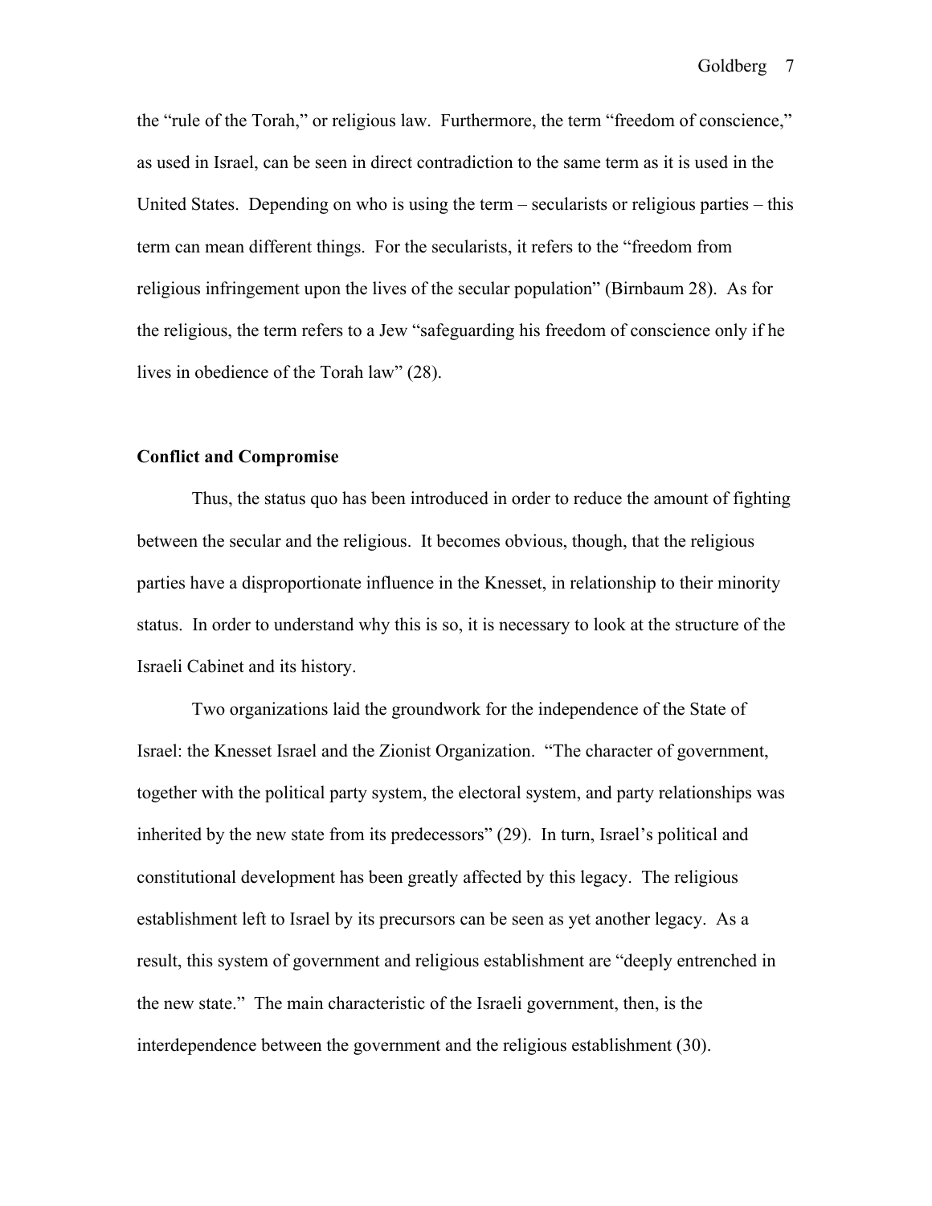the "rule of the Torah," or religious law. Furthermore, the term "freedom of conscience," as used in Israel, can be seen in direct contradiction to the same term as it is used in the United States. Depending on who is using the term – secularists or religious parties – this term can mean different things. For the secularists, it refers to the "freedom from religious infringement upon the lives of the secular population" (Birnbaum 28). As for the religious, the term refers to a Jew "safeguarding his freedom of conscience only if he lives in obedience of the Torah law" (28).

**Conflict and Compromise**

Thus, the status quo has been introduced in order to reduce the amount of fighting between the secular and the religious. It becomes obvious, though, that the religious parties have a disproportionate influence in the Knesset, in relationship to their minority status. In order to understand why this is so, it is necessary to look at the structure of the Israeli Cabinet and its history.

Two organizations laid the groundwork for the independence of the State of Israel: the Knesset Israel and the Zionist Organization. "The character of government, together with the political party system, the electoral system, and party relationships was inherited by the new state from its predecessors" (29). In turn, Israel's political and constitutional development has been greatly affected by this legacy. The religious establishment left to Israel by its precursors can be seen as yet another legacy. As a result, this system of government and religious establishment are "deeply entrenched in the new state." The main characteristic of the Israeli government, then, is the interdependence between the government and the religious establishment (30).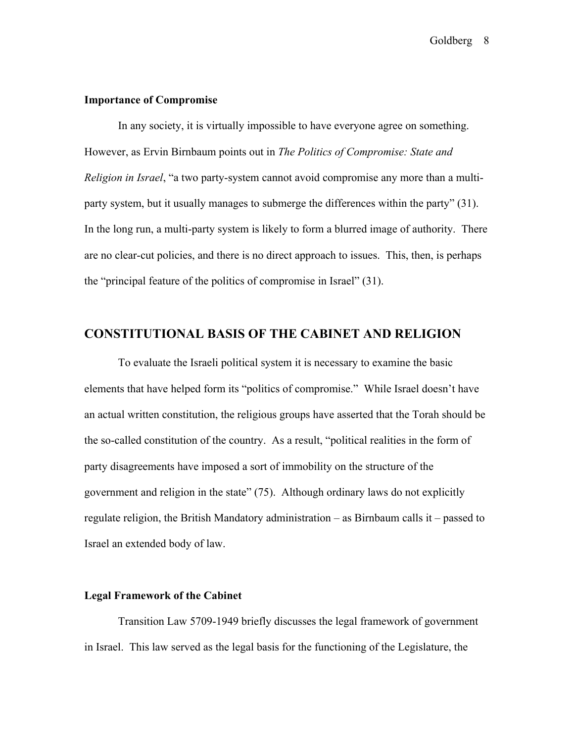### Importance of Compromise

In any society, it is virtually impossible to have everyone agree on something. However, as Ervin Birnbaum points out in *The Politics of Compromise: State and Religion in Israel*, "a two party-system cannot avoid compromise any more than a multi-party system, but it usually manages to submerge the differences within the party" (31). In the long run, a multi-party system is likely to form a blurred image of authority. There are no clear-cut policies, and there is no direct approach to issues. This, then, is perhaps the "principal feature of the politics of compromise in Israel" (31).

## CONSTITUTIONAL BASIS OF THE CABINET AND RELIGION

To evaluate the Israeli political system it is necessary to examine the basic elements that have helped form its "politics of compromise." While Israel doesn't have an actual written constitution, the religious groups have asserted that the Torah should be the so-called constitution of the country. As a result, "political realities in the form of party disagreements have imposed a sort of immobility on the structure of the government and religion in the state" (75). Although ordinary laws do not explicitly regulate religion, the British Mandatory administration – as Birnbaum calls it – passed to Israel an extended body of law.

### Legal Framework of the Cabinet

Transition Law 5709-1949 briefly discusses the legal framework of government in Israel. This law served as the legal basis for the functioning of the Legislature, the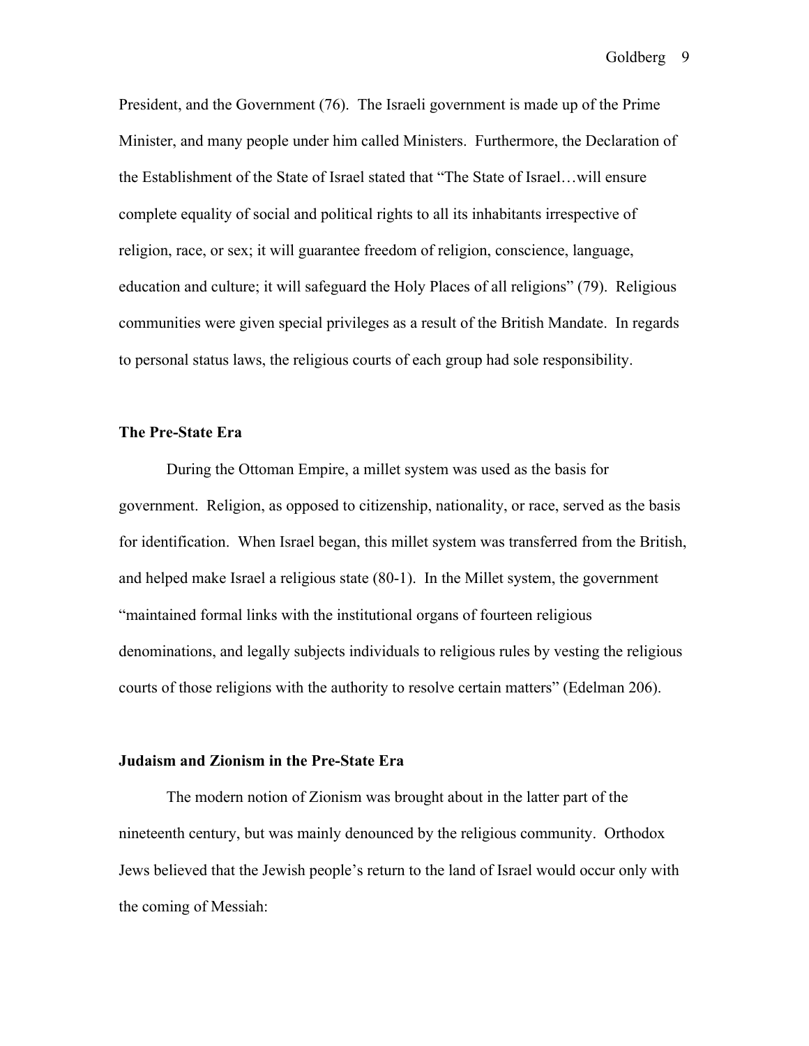President, and the Government (76). The Israeli government is made up of the Prime Minister, and many people under him called Ministers. Furthermore, the Declaration of the Establishment of the State of Israel stated that "The State of Israel…will ensure complete equality of social and political rights to all its inhabitants irrespective of religion, race, or sex; it will guarantee freedom of religion, conscience, language, education and culture; it will safeguard the Holy Places of all religions" (79). Religious communities were given special privileges as a result of the British Mandate. In regards to personal status laws, the religious courts of each group had sole responsibility.

**The Pre-State Era**

During the Ottoman Empire, a millet system was used as the basis for government. Religion, as opposed to citizenship, nationality, or race, served as the basis for identification. When Israel began, this millet system was transferred from the British, and helped make Israel a religious state (80-1). In the Millet system, the government "maintained formal links with the institutional organs of fourteen religious denominations, and legally subjects individuals to religious rules by vesting the religious courts of those religions with the authority to resolve certain matters" (Edelman 206).

**Judaism and Zionism in the Pre-State Era**

The modern notion of Zionism was brought about in the latter part of the nineteenth century, but was mainly denounced by the religious community. Orthodox Jews believed that the Jewish people's return to the land of Israel would occur only with the coming of Messiah: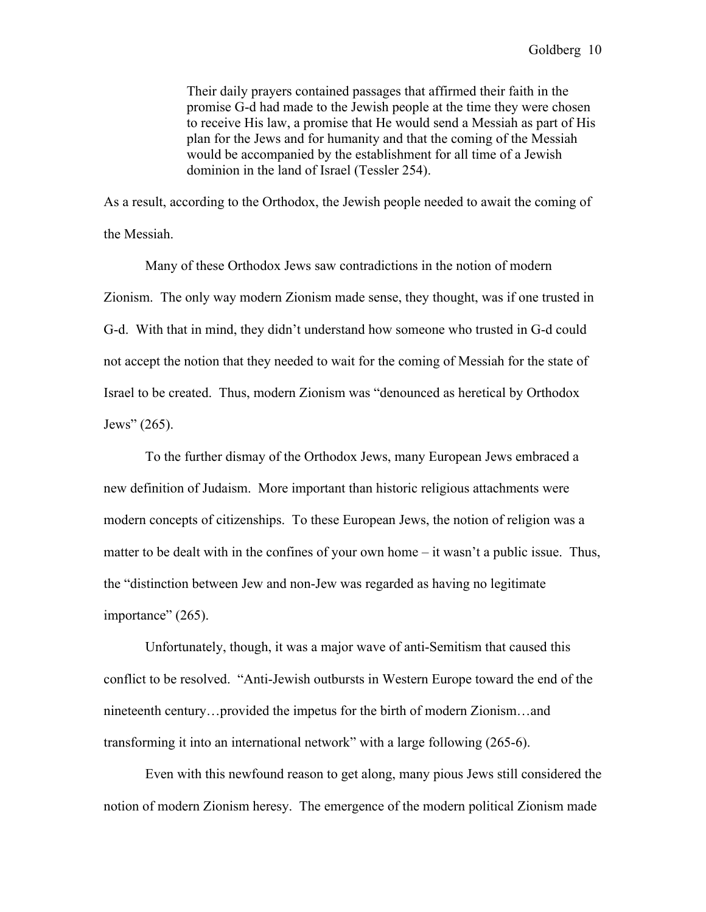> Their daily prayers contained passages that affirmed their faith in the promise G-d had made to the Jewish people at the time they were chosen to receive His law, a promise that He would send a Messiah as part of His plan for the Jews and for humanity and that the coming of the Messiah would be accompanied by the establishment for all time of a Jewish dominion in the land of Israel (Tessler 254).

As a result, according to the Orthodox, the Jewish people needed to await the coming of the Messiah.

Many of these Orthodox Jews saw contradictions in the notion of modern Zionism. The only way modern Zionism made sense, they thought, was if one trusted in G-d. With that in mind, they didn't understand how someone who trusted in G-d could not accept the notion that they needed to wait for the coming of Messiah for the state of Israel to be created. Thus, modern Zionism was "denounced as heretical by Orthodox Jews" (265).

To the further dismay of the Orthodox Jews, many European Jews embraced a new definition of Judaism. More important than historic religious attachments were modern concepts of citizenships. To these European Jews, the notion of religion was a matter to be dealt with in the confines of your own home – it wasn't a public issue. Thus, the "distinction between Jew and non-Jew was regarded as having no legitimate importance" (265).

Unfortunately, though, it was a major wave of anti-Semitism that caused this conflict to be resolved. "Anti-Jewish outbursts in Western Europe toward the end of the nineteenth century…provided the impetus for the birth of modern Zionism…and transforming it into an international network" with a large following (265-6).

Even with this newfound reason to get along, many pious Jews still considered the notion of modern Zionism heresy. The emergence of the modern political Zionism made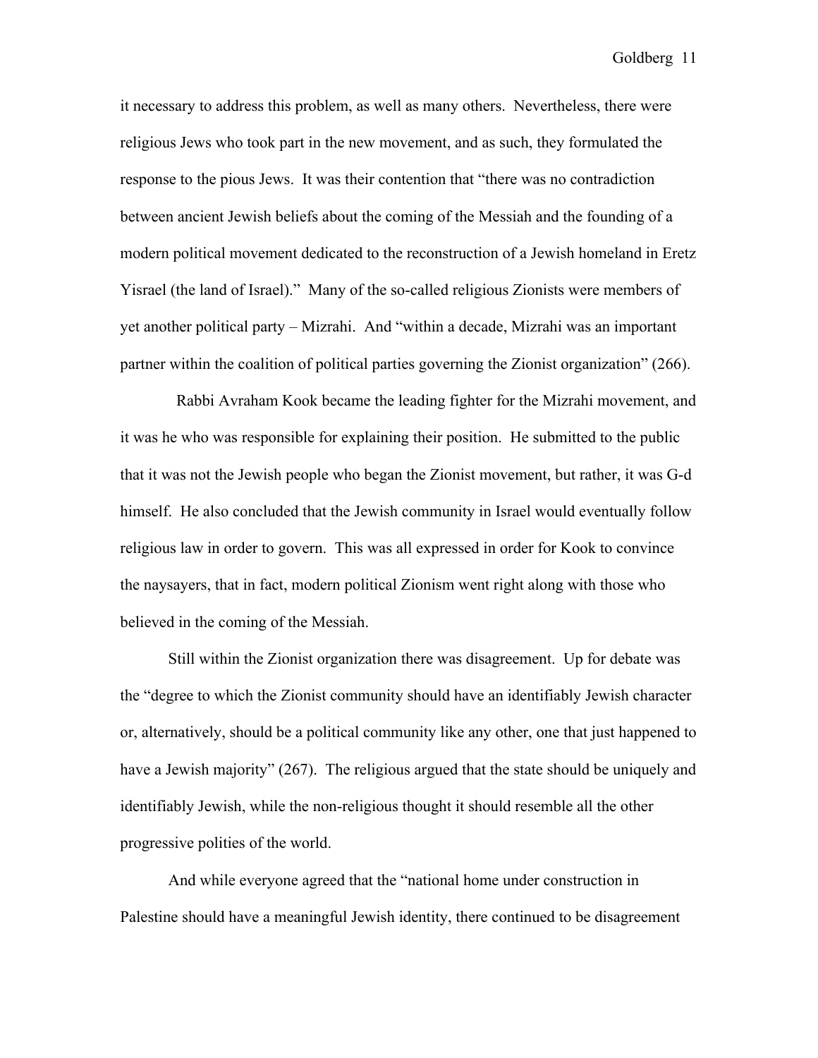it necessary to address this problem, as well as many others. Nevertheless, there were religious Jews who took part in the new movement, and as such, they formulated the response to the pious Jews. It was their contention that "there was no contradiction between ancient Jewish beliefs about the coming of the Messiah and the founding of a modern political movement dedicated to the reconstruction of a Jewish homeland in Eretz Yisrael (the land of Israel)." Many of the so-called religious Zionists were members of yet another political party – Mizrahi. And "within a decade, Mizrahi was an important partner within the coalition of political parties governing the Zionist organization" (266).

Rabbi Avraham Kook became the leading fighter for the Mizrahi movement, and it was he who was responsible for explaining their position. He submitted to the public that it was not the Jewish people who began the Zionist movement, but rather, it was G-d himself. He also concluded that the Jewish community in Israel would eventually follow religious law in order to govern. This was all expressed in order for Kook to convince the naysayers, that in fact, modern political Zionism went right along with those who believed in the coming of the Messiah.

Still within the Zionist organization there was disagreement. Up for debate was the "degree to which the Zionist community should have an identifiably Jewish character or, alternatively, should be a political community like any other, one that just happened to have a Jewish majority" (267). The religious argued that the state should be uniquely and identifiably Jewish, while the non-religious thought it should resemble all the other progressive polities of the world.

And while everyone agreed that the "national home under construction in Palestine should have a meaningful Jewish identity, there continued to be disagreement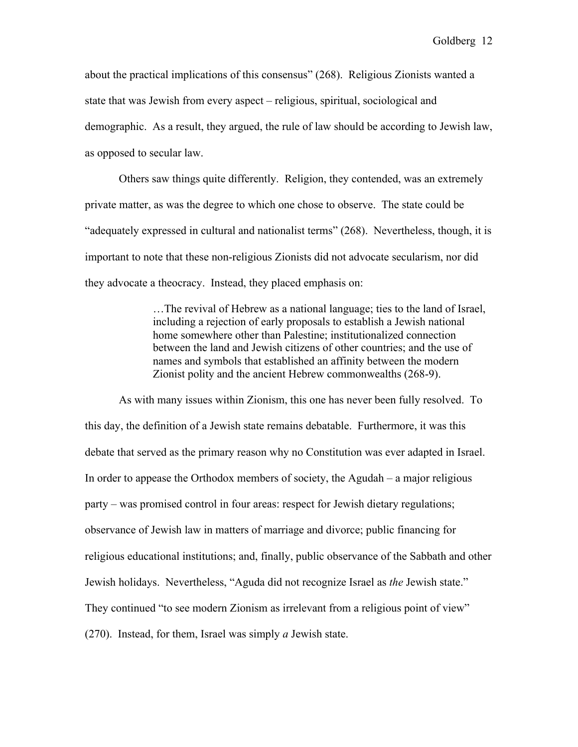about the practical implications of this consensus" (268). Religious Zionists wanted a state that was Jewish from every aspect – religious, spiritual, sociological and demographic. As a result, they argued, the rule of law should be according to Jewish law, as opposed to secular law.

Others saw things quite differently. Religion, they contended, was an extremely private matter, as was the degree to which one chose to observe. The state could be "adequately expressed in cultural and nationalist terms" (268). Nevertheless, though, it is important to note that these non-religious Zionists did not advocate secularism, nor did they advocate a theocracy. Instead, they placed emphasis on:

> …The revival of Hebrew as a national language; ties to the land of Israel, including a rejection of early proposals to establish a Jewish national home somewhere other than Palestine; institutionalized connection between the land and Jewish citizens of other countries; and the use of names and symbols that established an affinity between the modern Zionist polity and the ancient Hebrew commonwealths (268-9).

As with many issues within Zionism, this one has never been fully resolved. To this day, the definition of a Jewish state remains debatable. Furthermore, it was this debate that served as the primary reason why no Constitution was ever adapted in Israel. In order to appease the Orthodox members of society, the Agudah – a major religious party – was promised control in four areas: respect for Jewish dietary regulations; observance of Jewish law in matters of marriage and divorce; public financing for religious educational institutions; and, finally, public observance of the Sabbath and other Jewish holidays. Nevertheless, "Aguda did not recognize Israel as *the* Jewish state." They continued "to see modern Zionism as irrelevant from a religious point of view" (270). Instead, for them, Israel was simply *a* Jewish state.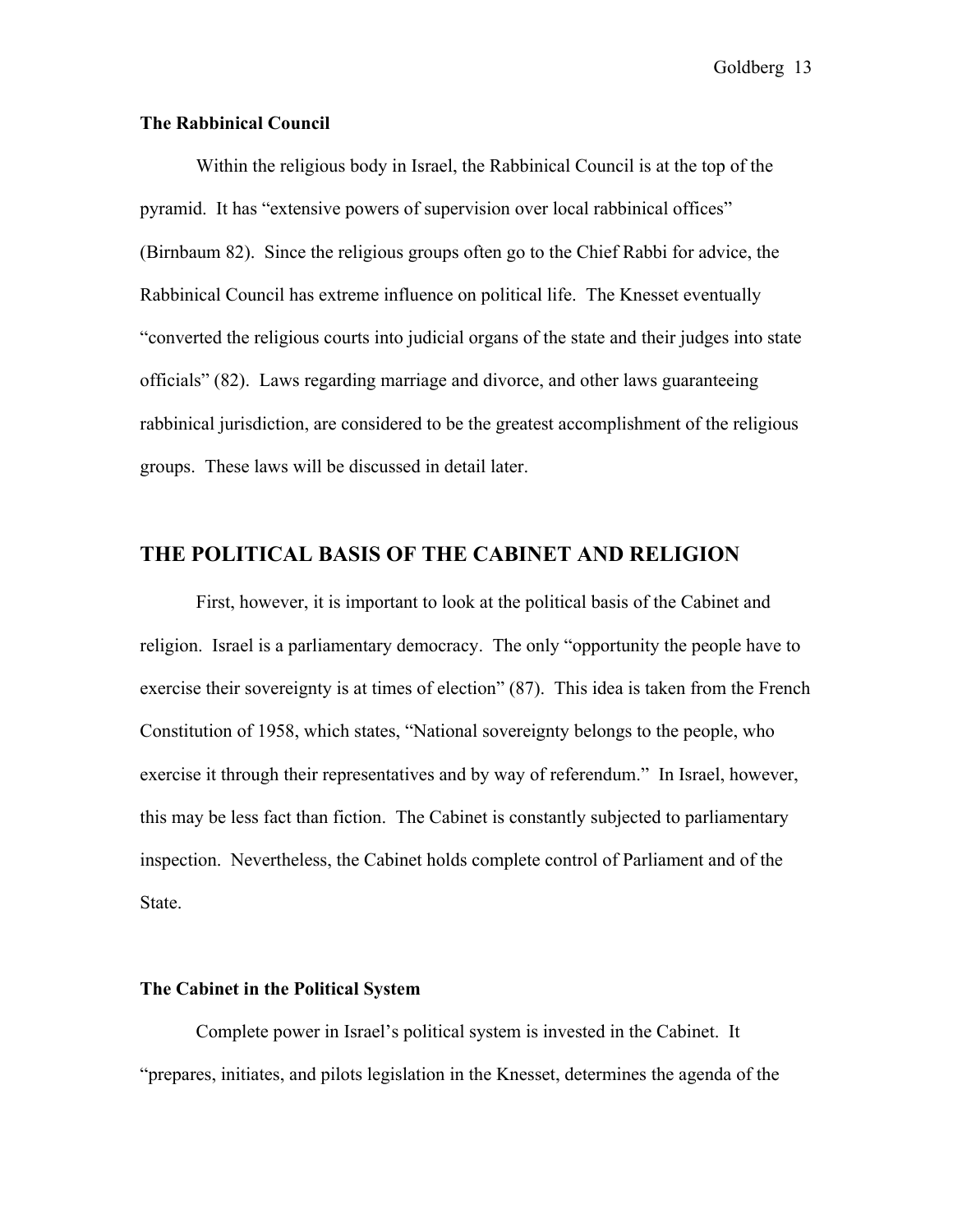### The Rabbinical Council

Within the religious body in Israel, the Rabbinical Council is at the top of the pyramid. It has "extensive powers of supervision over local rabbinical offices" (Birnbaum 82). Since the religious groups often go to the Chief Rabbi for advice, the Rabbinical Council has extreme influence on political life. The Knesset eventually "converted the religious courts into judicial organs of the state and their judges into state officials" (82). Laws regarding marriage and divorce, and other laws guaranteeing rabbinical jurisdiction, are considered to be the greatest accomplishment of the religious groups. These laws will be discussed in detail later.

## THE POLITICAL BASIS OF THE CABINET AND RELIGION

First, however, it is important to look at the political basis of the Cabinet and religion. Israel is a parliamentary democracy. The only "opportunity the people have to exercise their sovereignty is at times of election" (87). This idea is taken from the French Constitution of 1958, which states, "National sovereignty belongs to the people, who exercise it through their representatives and by way of referendum." In Israel, however, this may be less fact than fiction. The Cabinet is constantly subjected to parliamentary inspection. Nevertheless, the Cabinet holds complete control of Parliament and of the State.

### The Cabinet in the Political System

Complete power in Israel's political system is invested in the Cabinet. It "prepares, initiates, and pilots legislation in the Knesset, determines the agenda of the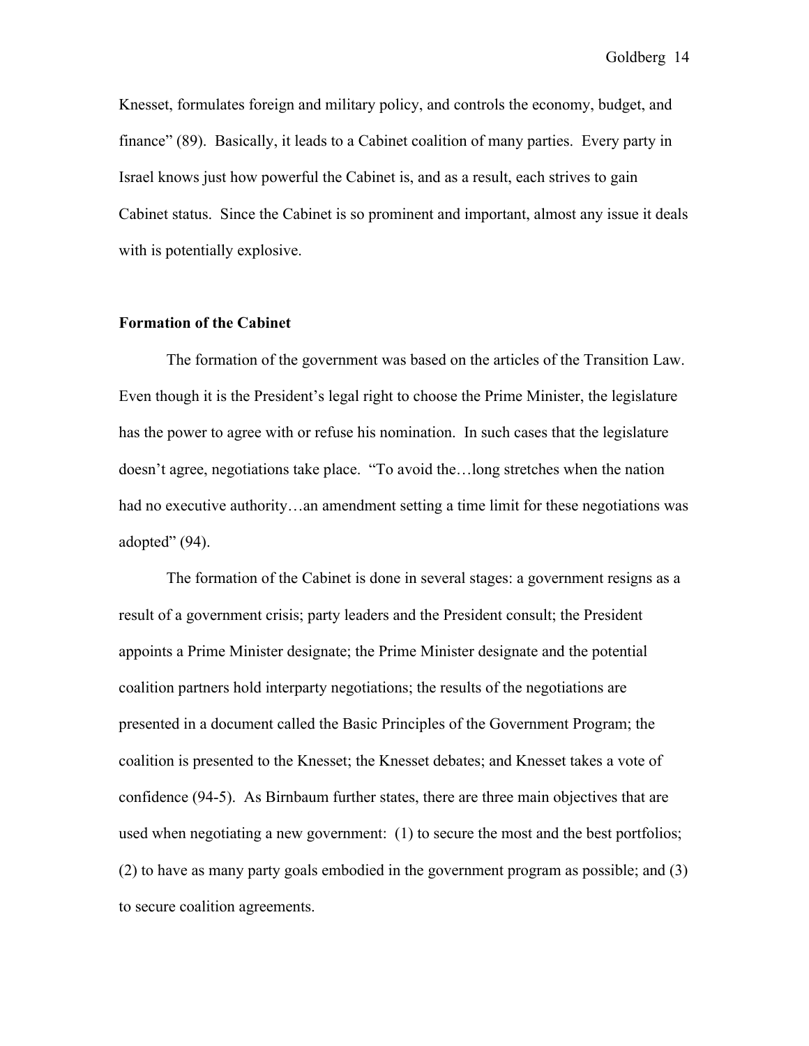Knesset, formulates foreign and military policy, and controls the economy, budget, and finance" (89). Basically, it leads to a Cabinet coalition of many parties. Every party in Israel knows just how powerful the Cabinet is, and as a result, each strives to gain Cabinet status. Since the Cabinet is so prominent and important, almost any issue it deals with is potentially explosive.

**Formation of the Cabinet**

The formation of the government was based on the articles of the Transition Law. Even though it is the President's legal right to choose the Prime Minister, the legislature has the power to agree with or refuse his nomination. In such cases that the legislature doesn't agree, negotiations take place. "To avoid the…long stretches when the nation had no executive authority…an amendment setting a time limit for these negotiations was adopted" (94).

The formation of the Cabinet is done in several stages: a government resigns as a result of a government crisis; party leaders and the President consult; the President appoints a Prime Minister designate; the Prime Minister designate and the potential coalition partners hold interparty negotiations; the results of the negotiations are presented in a document called the Basic Principles of the Government Program; the coalition is presented to the Knesset; the Knesset debates; and Knesset takes a vote of confidence (94-5). As Birnbaum further states, there are three main objectives that are used when negotiating a new government: (1) to secure the most and the best portfolios; (2) to have as many party goals embodied in the government program as possible; and (3) to secure coalition agreements.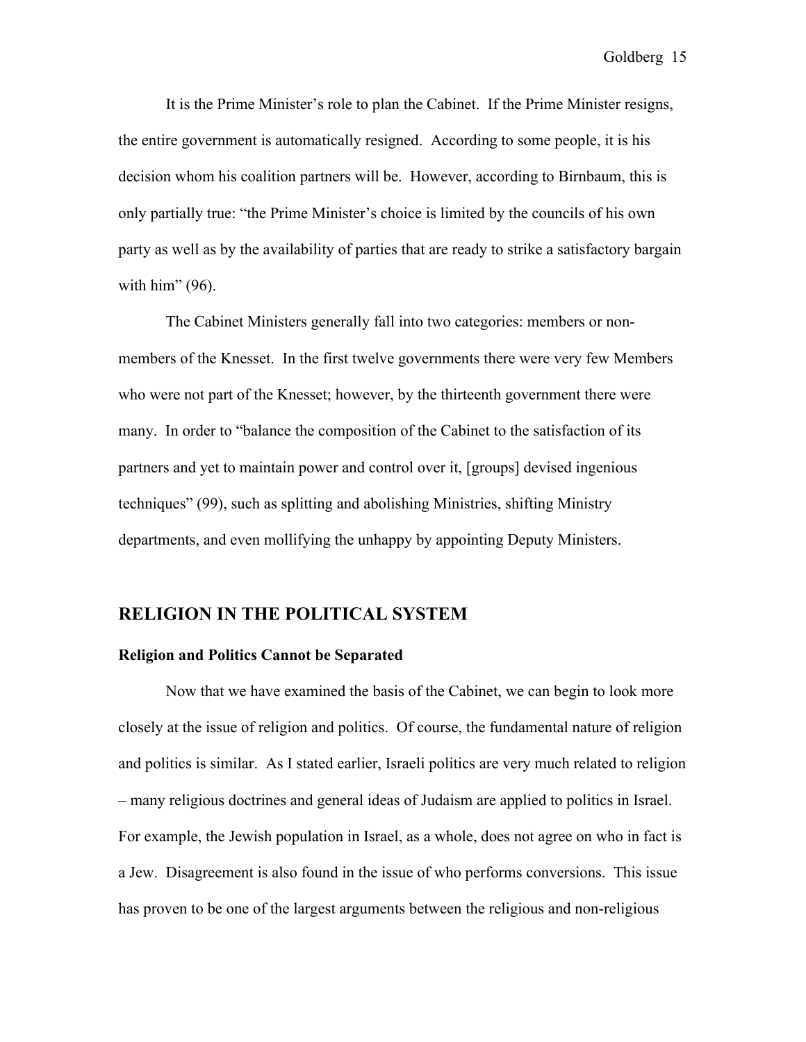It is the Prime Minister's role to plan the Cabinet. If the Prime Minister resigns, the entire government is automatically resigned. According to some people, it is his decision whom his coalition partners will be. However, according to Birnbaum, this is only partially true: "the Prime Minister's choice is limited by the councils of his own party as well as by the availability of parties that are ready to strike a satisfactory bargain with him" (96).

The Cabinet Ministers generally fall into two categories: members or non-members of the Knesset. In the first twelve governments there were very few Members who were not part of the Knesset; however, by the thirteenth government there were many. In order to "balance the composition of the Cabinet to the satisfaction of its partners and yet to maintain power and control over it, [groups] devised ingenious techniques" (99), such as splitting and abolishing Ministries, shifting Ministry departments, and even mollifying the unhappy by appointing Deputy Ministers.

## RELIGION IN THE POLITICAL SYSTEM

### Religion and Politics Cannot be Separated

Now that we have examined the basis of the Cabinet, we can begin to look more closely at the issue of religion and politics. Of course, the fundamental nature of religion and politics is similar. As I stated earlier, Israeli politics are very much related to religion – many religious doctrines and general ideas of Judaism are applied to politics in Israel. For example, the Jewish population in Israel, as a whole, does not agree on who in fact is a Jew. Disagreement is also found in the issue of who performs conversions. This issue has proven to be one of the largest arguments between the religious and non-religious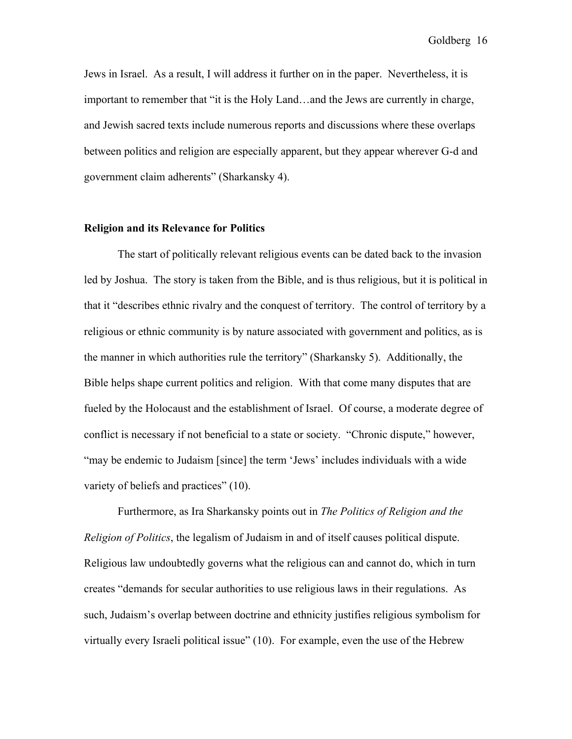Jews in Israel. As a result, I will address it further on in the paper. Nevertheless, it is important to remember that "it is the Holy Land…and the Jews are currently in charge, and Jewish sacred texts include numerous reports and discussions where these overlaps between politics and religion are especially apparent, but they appear wherever G-d and government claim adherents" (Sharkansky 4).

**Religion and its Relevance for Politics**

The start of politically relevant religious events can be dated back to the invasion led by Joshua. The story is taken from the Bible, and is thus religious, but it is political in that it "describes ethnic rivalry and the conquest of territory. The control of territory by a religious or ethnic community is by nature associated with government and politics, as is the manner in which authorities rule the territory" (Sharkansky 5). Additionally, the Bible helps shape current politics and religion. With that come many disputes that are fueled by the Holocaust and the establishment of Israel. Of course, a moderate degree of conflict is necessary if not beneficial to a state or society. "Chronic dispute," however, "may be endemic to Judaism [since] the term 'Jews' includes individuals with a wide variety of beliefs and practices" (10).

Furthermore, as Ira Sharkansky points out in *The Politics of Religion and the Religion of Politics*, the legalism of Judaism in and of itself causes political dispute. Religious law undoubtedly governs what the religious can and cannot do, which in turn creates "demands for secular authorities to use religious laws in their regulations. As such, Judaism's overlap between doctrine and ethnicity justifies religious symbolism for virtually every Israeli political issue" (10). For example, even the use of the Hebrew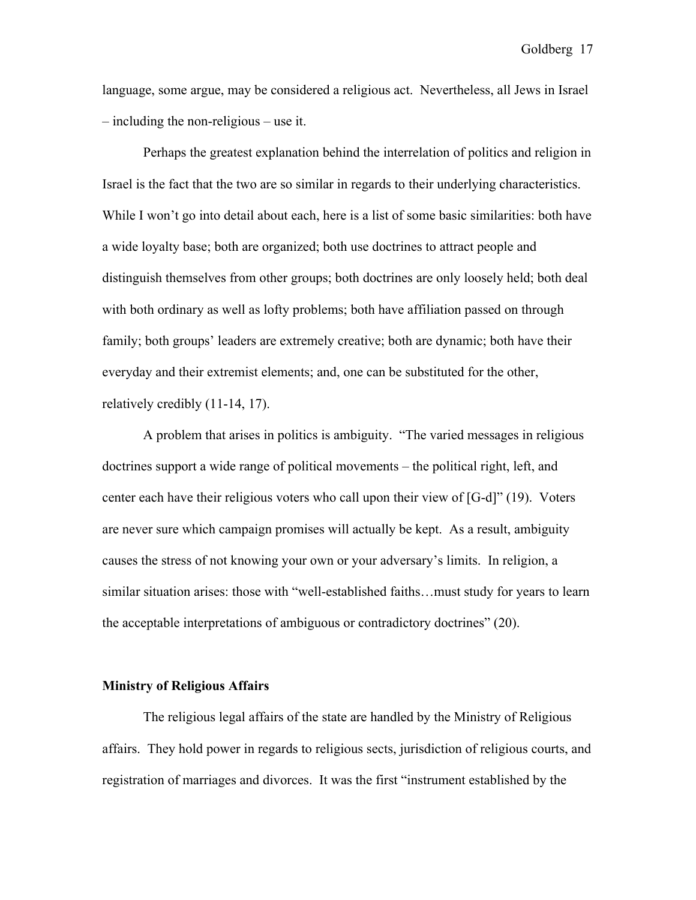language, some argue, may be considered a religious act. Nevertheless, all Jews in Israel – including the non-religious – use it.

Perhaps the greatest explanation behind the interrelation of politics and religion in Israel is the fact that the two are so similar in regards to their underlying characteristics. While I won't go into detail about each, here is a list of some basic similarities: both have a wide loyalty base; both are organized; both use doctrines to attract people and distinguish themselves from other groups; both doctrines are only loosely held; both deal with both ordinary as well as lofty problems; both have affiliation passed on through family; both groups' leaders are extremely creative; both are dynamic; both have their everyday and their extremist elements; and, one can be substituted for the other, relatively credibly (11-14, 17).

A problem that arises in politics is ambiguity. "The varied messages in religious doctrines support a wide range of political movements – the political right, left, and center each have their religious voters who call upon their view of [G-d]" (19). Voters are never sure which campaign promises will actually be kept. As a result, ambiguity causes the stress of not knowing your own or your adversary's limits. In religion, a similar situation arises: those with "well-established faiths…must study for years to learn the acceptable interpretations of ambiguous or contradictory doctrines" (20).

**Ministry of Religious Affairs**

The religious legal affairs of the state are handled by the Ministry of Religious affairs. They hold power in regards to religious sects, jurisdiction of religious courts, and registration of marriages and divorces. It was the first "instrument established by the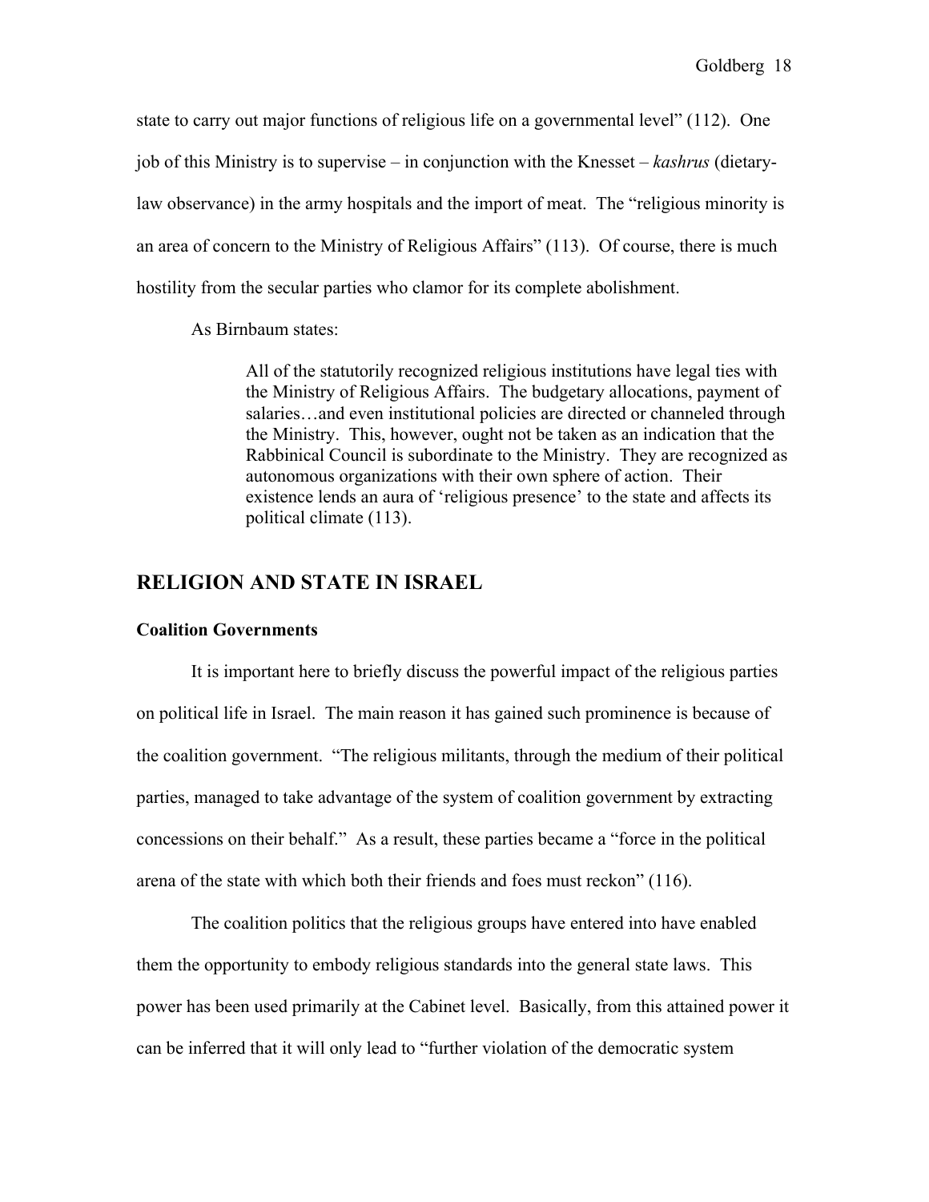state to carry out major functions of religious life on a governmental level" (112). One job of this Ministry is to supervise – in conjunction with the Knesset – *kashrus* (dietary-law observance) in the army hospitals and the import of meat. The "religious minority is an area of concern to the Ministry of Religious Affairs" (113). Of course, there is much hostility from the secular parties who clamor for its complete abolishment.

As Birnbaum states:

> All of the statutorily recognized religious institutions have legal ties with the Ministry of Religious Affairs. The budgetary allocations, payment of salaries…and even institutional policies are directed or channeled through the Ministry. This, however, ought not be taken as an indication that the Rabbinical Council is subordinate to the Ministry. They are recognized as autonomous organizations with their own sphere of action. Their existence lends an aura of 'religious presence' to the state and affects its political climate (113).

## RELIGION AND STATE IN ISRAEL

### Coalition Governments

It is important here to briefly discuss the powerful impact of the religious parties on political life in Israel. The main reason it has gained such prominence is because of the coalition government. "The religious militants, through the medium of their political parties, managed to take advantage of the system of coalition government by extracting concessions on their behalf." As a result, these parties became a "force in the political arena of the state with which both their friends and foes must reckon" (116).

The coalition politics that the religious groups have entered into have enabled them the opportunity to embody religious standards into the general state laws. This power has been used primarily at the Cabinet level. Basically, from this attained power it can be inferred that it will only lead to "further violation of the democratic system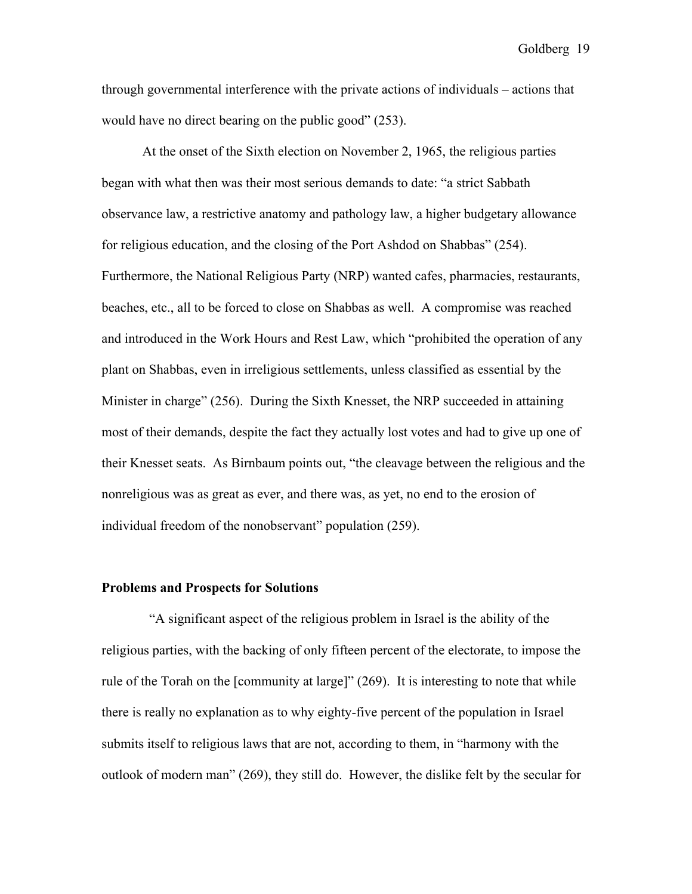through governmental interference with the private actions of individuals – actions that would have no direct bearing on the public good" (253).

At the onset of the Sixth election on November 2, 1965, the religious parties began with what then was their most serious demands to date: "a strict Sabbath observance law, a restrictive anatomy and pathology law, a higher budgetary allowance for religious education, and the closing of the Port Ashdod on Shabbas" (254). Furthermore, the National Religious Party (NRP) wanted cafes, pharmacies, restaurants, beaches, etc., all to be forced to close on Shabbas as well. A compromise was reached and introduced in the Work Hours and Rest Law, which "prohibited the operation of any plant on Shabbas, even in irreligious settlements, unless classified as essential by the Minister in charge" (256). During the Sixth Knesset, the NRP succeeded in attaining most of their demands, despite the fact they actually lost votes and had to give up one of their Knesset seats. As Birnbaum points out, "the cleavage between the religious and the nonreligious was as great as ever, and there was, as yet, no end to the erosion of individual freedom of the nonobservant" population (259).

**Problems and Prospects for Solutions**

"A significant aspect of the religious problem in Israel is the ability of the religious parties, with the backing of only fifteen percent of the electorate, to impose the rule of the Torah on the [community at large]" (269). It is interesting to note that while there is really no explanation as to why eighty-five percent of the population in Israel submits itself to religious laws that are not, according to them, in "harmony with the outlook of modern man" (269), they still do. However, the dislike felt by the secular for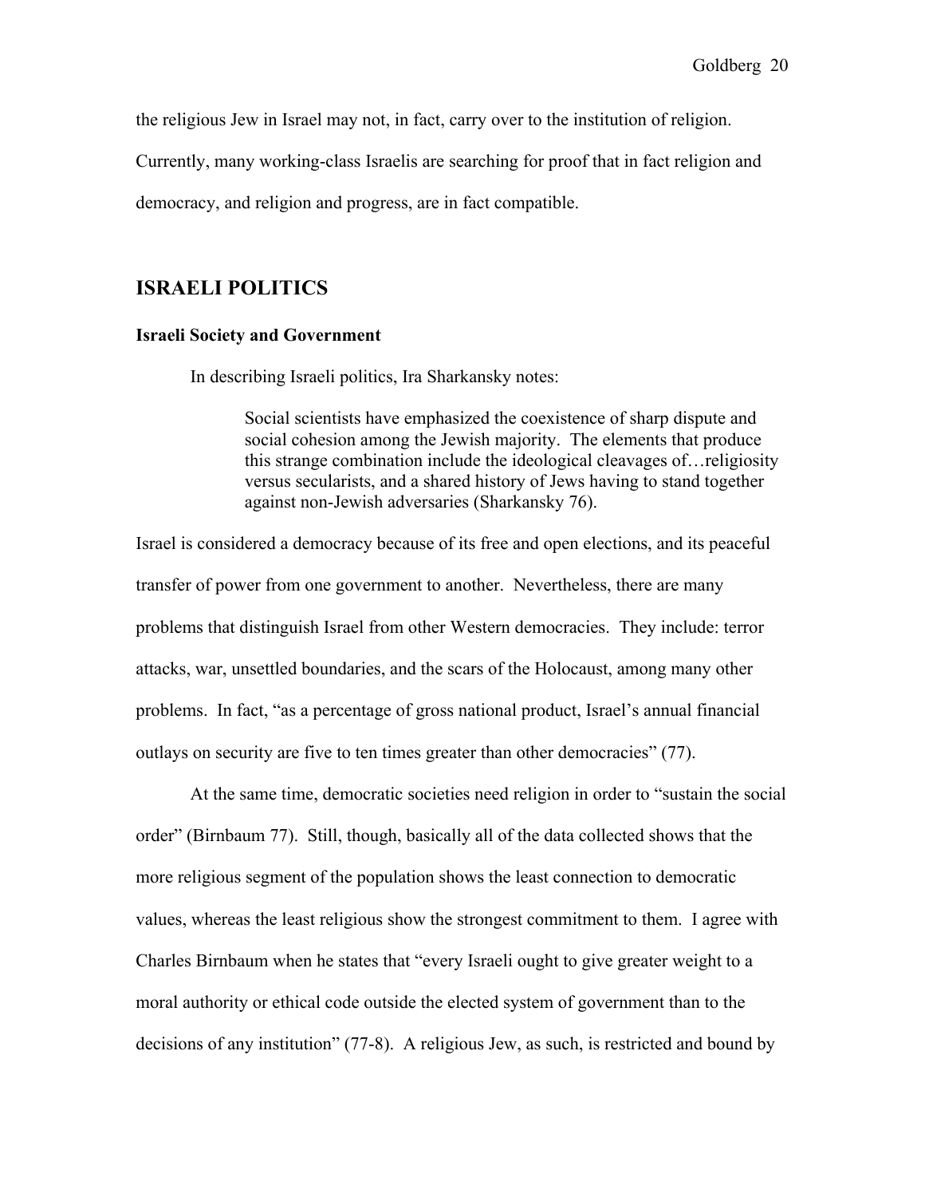the religious Jew in Israel may not, in fact, carry over to the institution of religion. Currently, many working-class Israelis are searching for proof that in fact religion and democracy, and religion and progress, are in fact compatible.

## ISRAELI POLITICS

### Israeli Society and Government

In describing Israeli politics, Ira Sharkansky notes:

> Social scientists have emphasized the coexistence of sharp dispute and social cohesion among the Jewish majority. The elements that produce this strange combination include the ideological cleavages of…religiosity versus secularists, and a shared history of Jews having to stand together against non-Jewish adversaries (Sharkansky 76).

Israel is considered a democracy because of its free and open elections, and its peaceful transfer of power from one government to another. Nevertheless, there are many problems that distinguish Israel from other Western democracies. They include: terror attacks, war, unsettled boundaries, and the scars of the Holocaust, among many other problems. In fact, "as a percentage of gross national product, Israel's annual financial outlays on security are five to ten times greater than other democracies" (77).

At the same time, democratic societies need religion in order to "sustain the social order" (Birnbaum 77). Still, though, basically all of the data collected shows that the more religious segment of the population shows the least connection to democratic values, whereas the least religious show the strongest commitment to them. I agree with Charles Birnbaum when he states that "every Israeli ought to give greater weight to a moral authority or ethical code outside the elected system of government than to the decisions of any institution" (77-8). A religious Jew, as such, is restricted and bound by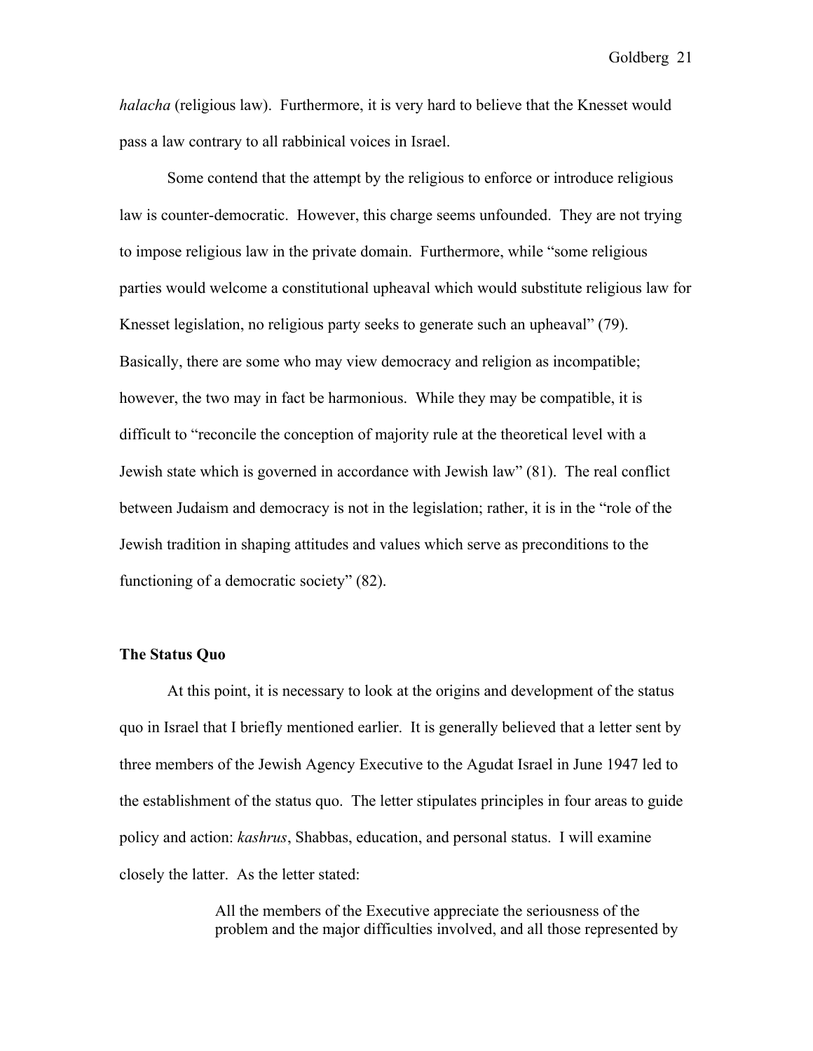*halacha* (religious law). Furthermore, it is very hard to believe that the Knesset would pass a law contrary to all rabbinical voices in Israel.

Some contend that the attempt by the religious to enforce or introduce religious law is counter-democratic. However, this charge seems unfounded. They are not trying to impose religious law in the private domain. Furthermore, while "some religious parties would welcome a constitutional upheaval which would substitute religious law for Knesset legislation, no religious party seeks to generate such an upheaval" (79). Basically, there are some who may view democracy and religion as incompatible; however, the two may in fact be harmonious. While they may be compatible, it is difficult to "reconcile the conception of majority rule at the theoretical level with a Jewish state which is governed in accordance with Jewish law" (81). The real conflict between Judaism and democracy is not in the legislation; rather, it is in the "role of the Jewish tradition in shaping attitudes and values which serve as preconditions to the functioning of a democratic society" (82).

**The Status Quo**

At this point, it is necessary to look at the origins and development of the status quo in Israel that I briefly mentioned earlier. It is generally believed that a letter sent by three members of the Jewish Agency Executive to the Agudat Israel in June 1947 led to the establishment of the status quo. The letter stipulates principles in four areas to guide policy and action: *kashrus*, Shabbas, education, and personal status. I will examine closely the latter. As the letter stated:

> All the members of the Executive appreciate the seriousness of the problem and the major difficulties involved, and all those represented by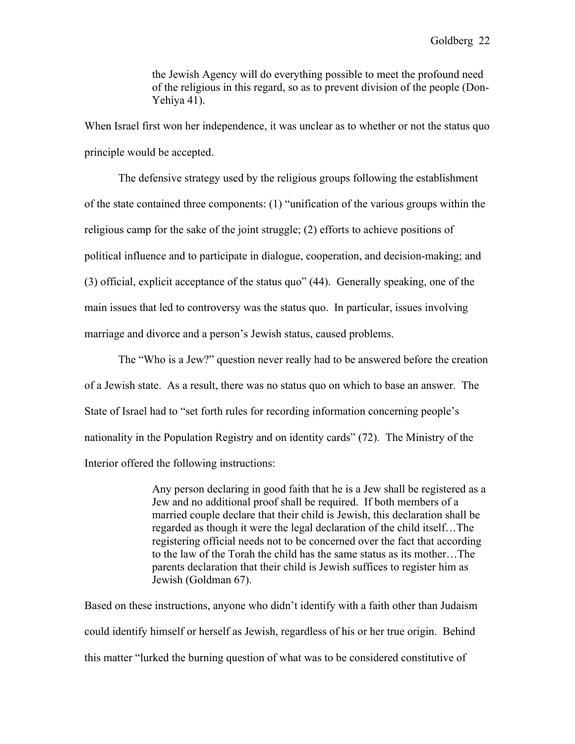> the Jewish Agency will do everything possible to meet the profound need of the religious in this regard, so as to prevent division of the people (Don-Yehiya 41).

When Israel first won her independence, it was unclear as to whether or not the status quo principle would be accepted.

The defensive strategy used by the religious groups following the establishment of the state contained three components: (1) "unification of the various groups within the religious camp for the sake of the joint struggle; (2) efforts to achieve positions of political influence and to participate in dialogue, cooperation, and decision-making; and (3) official, explicit acceptance of the status quo" (44). Generally speaking, one of the main issues that led to controversy was the status quo. In particular, issues involving marriage and divorce and a person's Jewish status, caused problems.

The "Who is a Jew?" question never really had to be answered before the creation of a Jewish state. As a result, there was no status quo on which to base an answer. The State of Israel had to "set forth rules for recording information concerning people's nationality in the Population Registry and on identity cards" (72). The Ministry of the Interior offered the following instructions:

> Any person declaring in good faith that he is a Jew shall be registered as a Jew and no additional proof shall be required. If both members of a married couple declare that their child is Jewish, this declaration shall be regarded as though it were the legal declaration of the child itself…The registering official needs not to be concerned over the fact that according to the law of the Torah the child has the same status as its mother…The parents declaration that their child is Jewish suffices to register him as Jewish (Goldman 67).

Based on these instructions, anyone who didn't identify with a faith other than Judaism could identify himself or herself as Jewish, regardless of his or her true origin. Behind this matter "lurked the burning question of what was to be considered constitutive of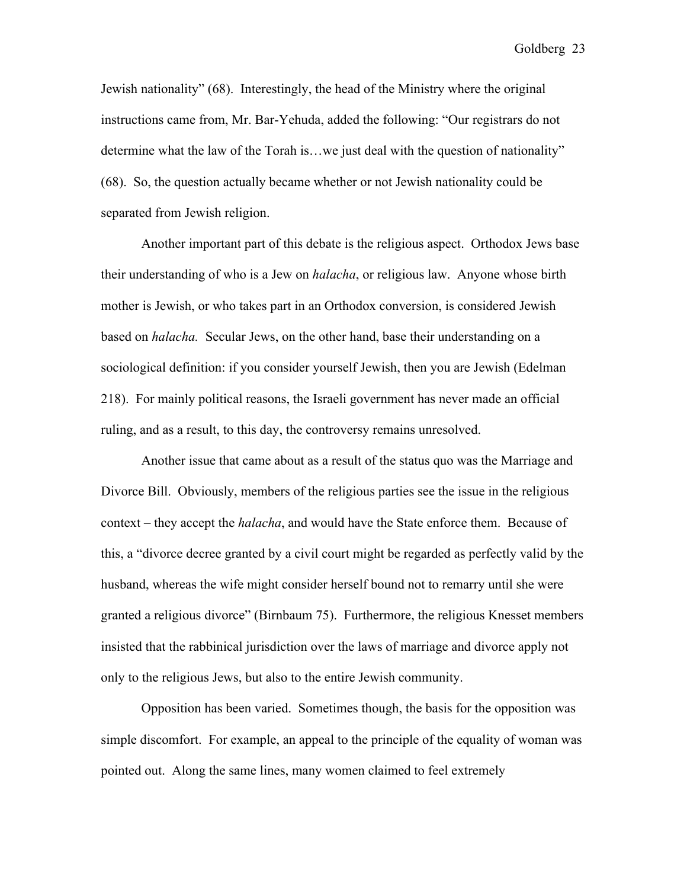Jewish nationality" (68). Interestingly, the head of the Ministry where the original instructions came from, Mr. Bar-Yehuda, added the following: "Our registrars do not determine what the law of the Torah is…we just deal with the question of nationality" (68). So, the question actually became whether or not Jewish nationality could be separated from Jewish religion.

Another important part of this debate is the religious aspect. Orthodox Jews base their understanding of who is a Jew on *halacha*, or religious law. Anyone whose birth mother is Jewish, or who takes part in an Orthodox conversion, is considered Jewish based on *halacha.* Secular Jews, on the other hand, base their understanding on a sociological definition: if you consider yourself Jewish, then you are Jewish (Edelman 218). For mainly political reasons, the Israeli government has never made an official ruling, and as a result, to this day, the controversy remains unresolved.

Another issue that came about as a result of the status quo was the Marriage and Divorce Bill. Obviously, members of the religious parties see the issue in the religious context – they accept the *halacha*, and would have the State enforce them. Because of this, a "divorce decree granted by a civil court might be regarded as perfectly valid by the husband, whereas the wife might consider herself bound not to remarry until she were granted a religious divorce" (Birnbaum 75). Furthermore, the religious Knesset members insisted that the rabbinical jurisdiction over the laws of marriage and divorce apply not only to the religious Jews, but also to the entire Jewish community.

Opposition has been varied. Sometimes though, the basis for the opposition was simple discomfort. For example, an appeal to the principle of the equality of woman was pointed out. Along the same lines, many women claimed to feel extremely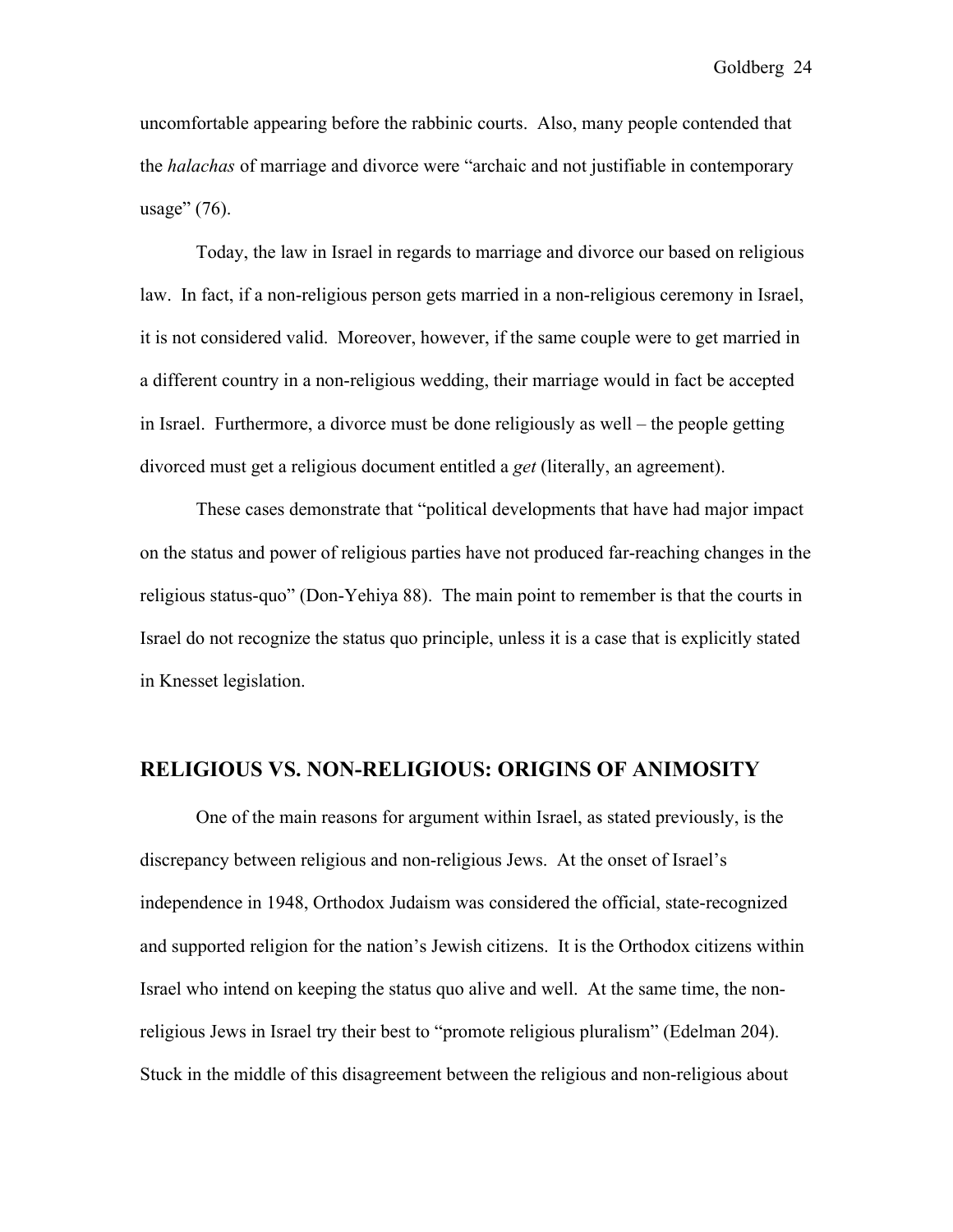uncomfortable appearing before the rabbinic courts. Also, many people contended that the *halachas* of marriage and divorce were "archaic and not justifiable in contemporary usage" (76).

Today, the law in Israel in regards to marriage and divorce our based on religious law. In fact, if a non-religious person gets married in a non-religious ceremony in Israel, it is not considered valid. Moreover, however, if the same couple were to get married in a different country in a non-religious wedding, their marriage would in fact be accepted in Israel. Furthermore, a divorce must be done religiously as well – the people getting divorced must get a religious document entitled a *get* (literally, an agreement).

These cases demonstrate that "political developments that have had major impact on the status and power of religious parties have not produced far-reaching changes in the religious status-quo" (Don-Yehiya 88). The main point to remember is that the courts in Israel do not recognize the status quo principle, unless it is a case that is explicitly stated in Knesset legislation.

## RELIGIOUS VS. NON-RELIGIOUS: ORIGINS OF ANIMOSITY

One of the main reasons for argument within Israel, as stated previously, is the discrepancy between religious and non-religious Jews. At the onset of Israel's independence in 1948, Orthodox Judaism was considered the official, state-recognized and supported religion for the nation's Jewish citizens. It is the Orthodox citizens within Israel who intend on keeping the status quo alive and well. At the same time, the non-religious Jews in Israel try their best to "promote religious pluralism" (Edelman 204). Stuck in the middle of this disagreement between the religious and non-religious about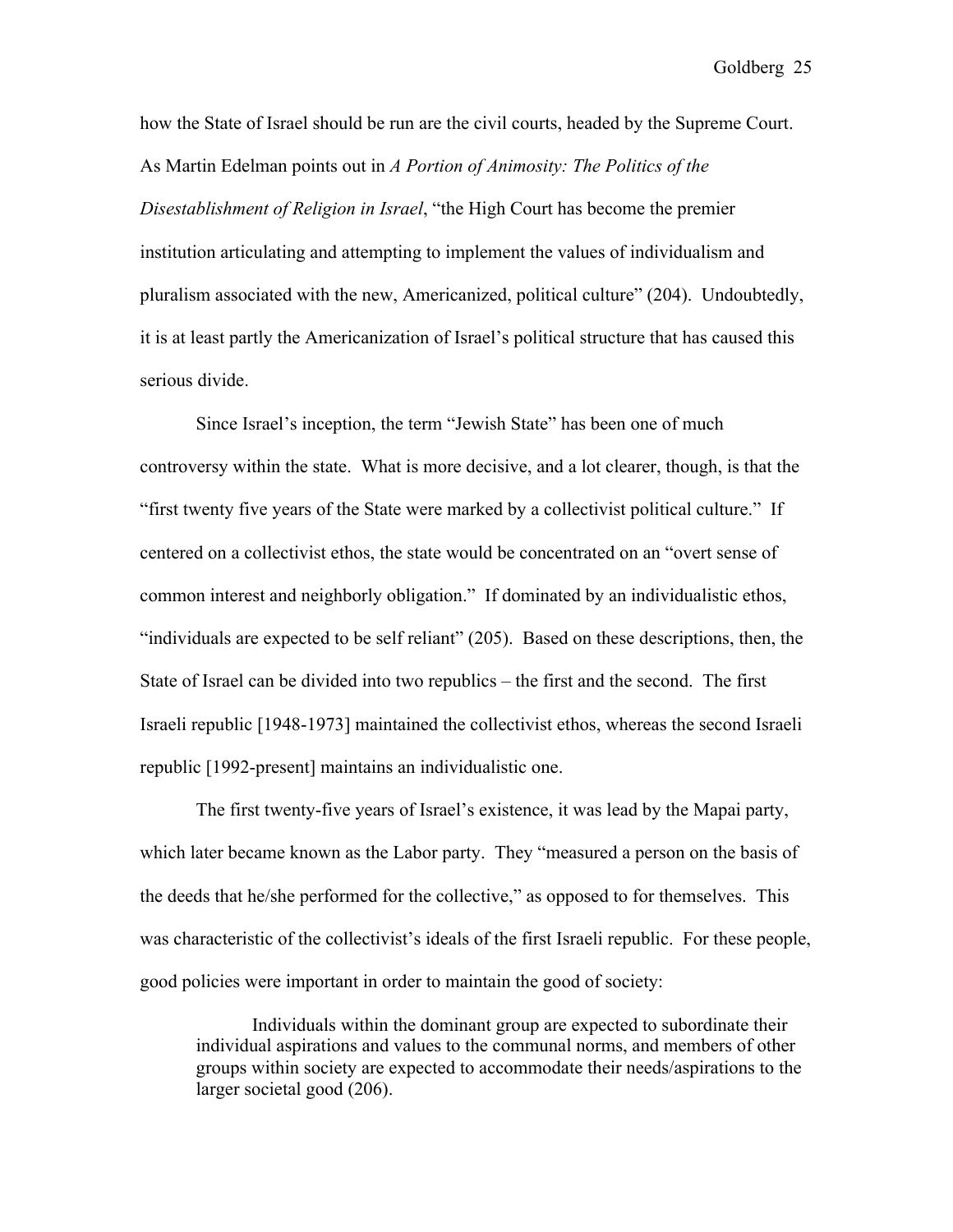how the State of Israel should be run are the civil courts, headed by the Supreme Court. As Martin Edelman points out in *A Portion of Animosity: The Politics of the Disestablishment of Religion in Israel*, "the High Court has become the premier institution articulating and attempting to implement the values of individualism and pluralism associated with the new, Americanized, political culture" (204). Undoubtedly, it is at least partly the Americanization of Israel's political structure that has caused this serious divide.

Since Israel's inception, the term "Jewish State" has been one of much controversy within the state. What is more decisive, and a lot clearer, though, is that the "first twenty five years of the State were marked by a collectivist political culture." If centered on a collectivist ethos, the state would be concentrated on an "overt sense of common interest and neighborly obligation." If dominated by an individualistic ethos, "individuals are expected to be self reliant" (205). Based on these descriptions, then, the State of Israel can be divided into two republics – the first and the second. The first Israeli republic [1948-1973] maintained the collectivist ethos, whereas the second Israeli republic [1992-present] maintains an individualistic one.

The first twenty-five years of Israel's existence, it was lead by the Mapai party, which later became known as the Labor party. They "measured a person on the basis of the deeds that he/she performed for the collective," as opposed to for themselves. This was characteristic of the collectivist's ideals of the first Israeli republic. For these people, good policies were important in order to maintain the good of society:

> Individuals within the dominant group are expected to subordinate their individual aspirations and values to the communal norms, and members of other groups within society are expected to accommodate their needs/aspirations to the larger societal good (206).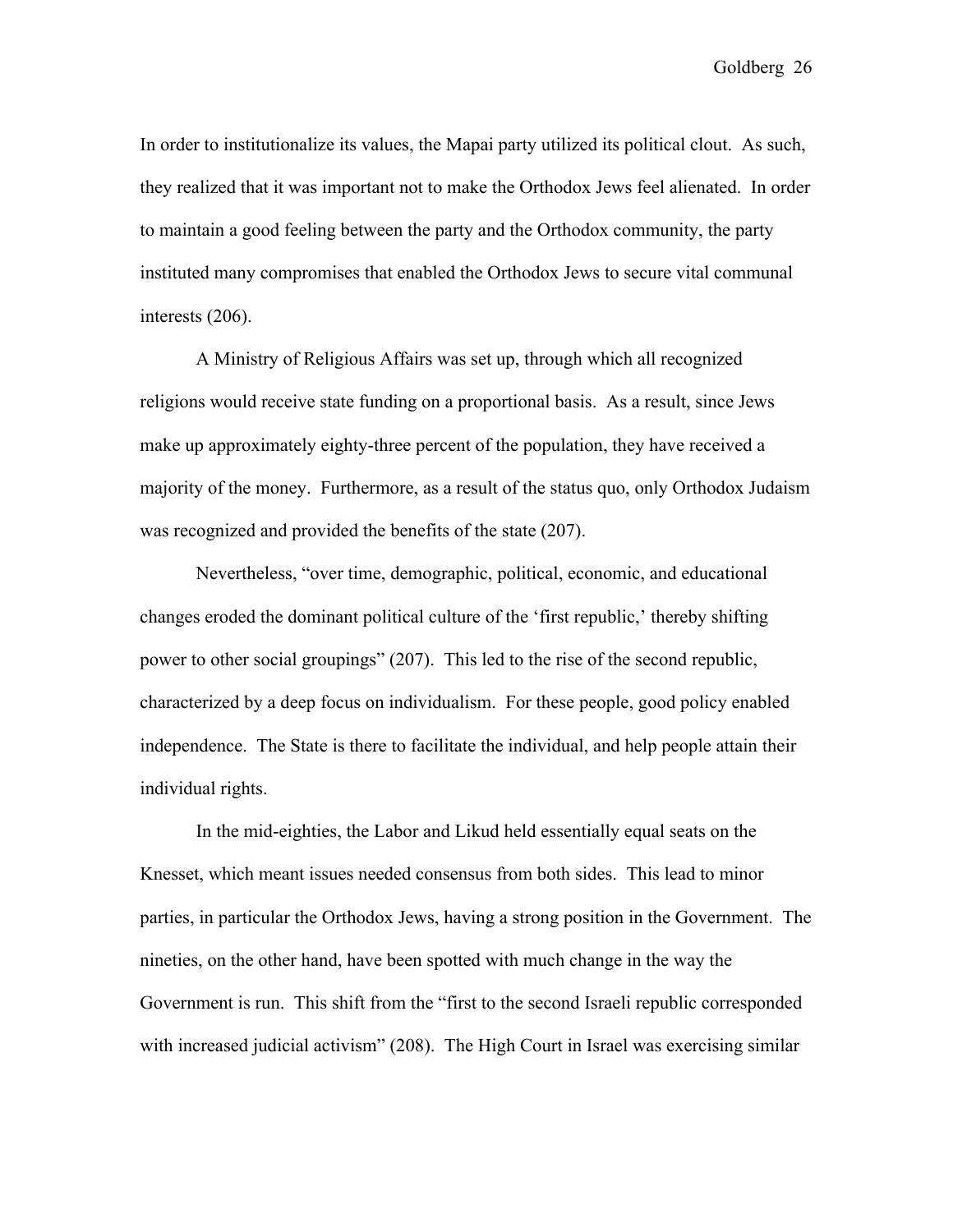In order to institutionalize its values, the Mapai party utilized its political clout. As such, they realized that it was important not to make the Orthodox Jews feel alienated. In order to maintain a good feeling between the party and the Orthodox community, the party instituted many compromises that enabled the Orthodox Jews to secure vital communal interests (206).

A Ministry of Religious Affairs was set up, through which all recognized religions would receive state funding on a proportional basis. As a result, since Jews make up approximately eighty-three percent of the population, they have received a majority of the money. Furthermore, as a result of the status quo, only Orthodox Judaism was recognized and provided the benefits of the state (207).

Nevertheless, "over time, demographic, political, economic, and educational changes eroded the dominant political culture of the 'first republic,' thereby shifting power to other social groupings" (207). This led to the rise of the second republic, characterized by a deep focus on individualism. For these people, good policy enabled independence. The State is there to facilitate the individual, and help people attain their individual rights.

In the mid-eighties, the Labor and Likud held essentially equal seats on the Knesset, which meant issues needed consensus from both sides. This lead to minor parties, in particular the Orthodox Jews, having a strong position in the Government. The nineties, on the other hand, have been spotted with much change in the way the Government is run. This shift from the "first to the second Israeli republic corresponded with increased judicial activism" (208). The High Court in Israel was exercising similar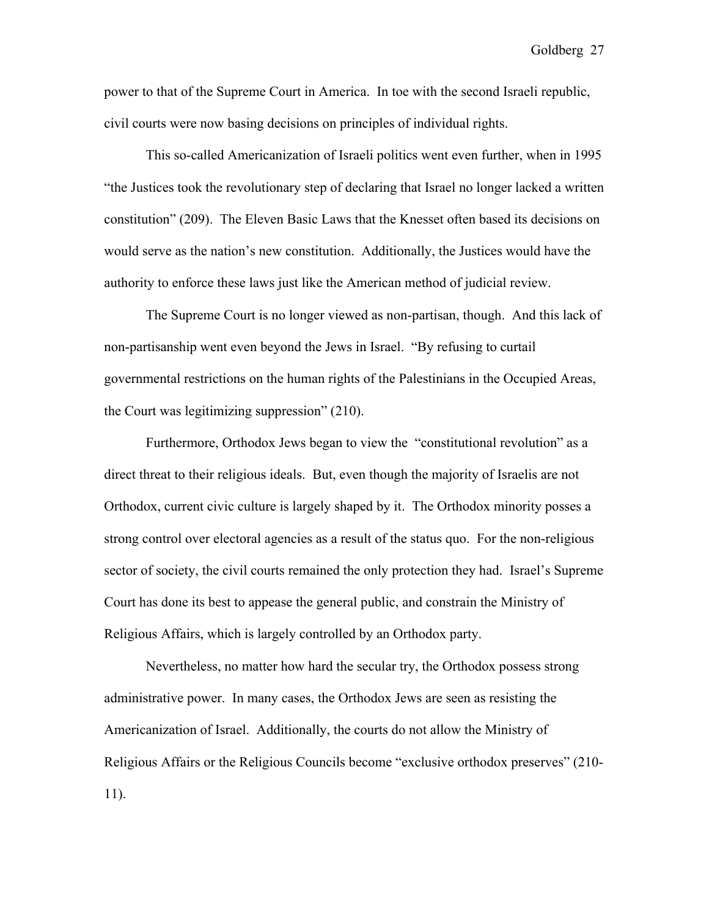power to that of the Supreme Court in America. In toe with the second Israeli republic, civil courts were now basing decisions on principles of individual rights.

This so-called Americanization of Israeli politics went even further, when in 1995 "the Justices took the revolutionary step of declaring that Israel no longer lacked a written constitution" (209). The Eleven Basic Laws that the Knesset often based its decisions on would serve as the nation's new constitution. Additionally, the Justices would have the authority to enforce these laws just like the American method of judicial review.

The Supreme Court is no longer viewed as non-partisan, though. And this lack of non-partisanship went even beyond the Jews in Israel. "By refusing to curtail governmental restrictions on the human rights of the Palestinians in the Occupied Areas, the Court was legitimizing suppression" (210).

Furthermore, Orthodox Jews began to view the "constitutional revolution" as a direct threat to their religious ideals. But, even though the majority of Israelis are not Orthodox, current civic culture is largely shaped by it. The Orthodox minority posses a strong control over electoral agencies as a result of the status quo. For the non-religious sector of society, the civil courts remained the only protection they had. Israel's Supreme Court has done its best to appease the general public, and constrain the Ministry of Religious Affairs, which is largely controlled by an Orthodox party.

Nevertheless, no matter how hard the secular try, the Orthodox possess strong administrative power. In many cases, the Orthodox Jews are seen as resisting the Americanization of Israel. Additionally, the courts do not allow the Ministry of Religious Affairs or the Religious Councils become "exclusive orthodox preserves" (210-11).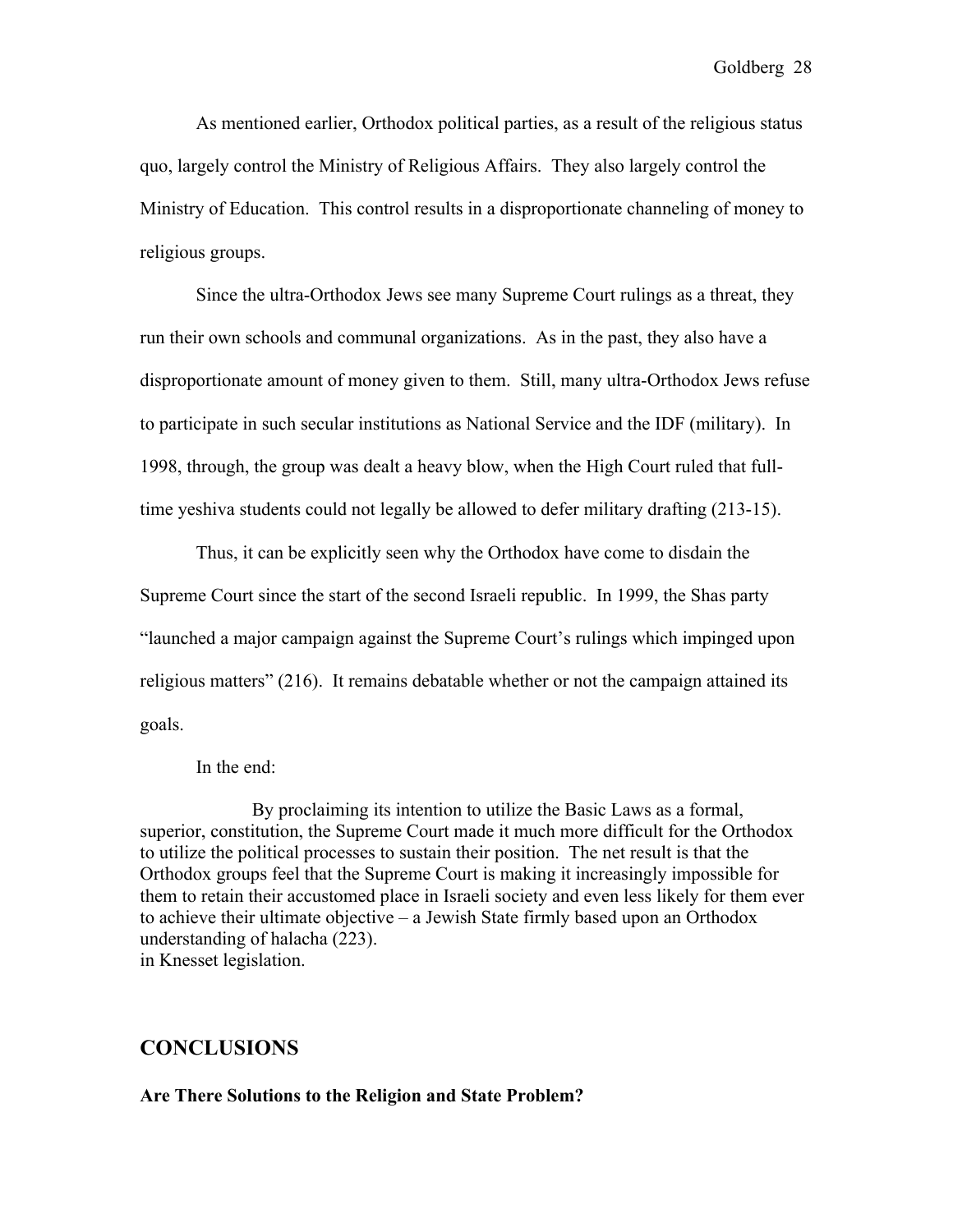As mentioned earlier, Orthodox political parties, as a result of the religious status quo, largely control the Ministry of Religious Affairs. They also largely control the Ministry of Education. This control results in a disproportionate channeling of money to religious groups.

Since the ultra-Orthodox Jews see many Supreme Court rulings as a threat, they run their own schools and communal organizations. As in the past, they also have a disproportionate amount of money given to them. Still, many ultra-Orthodox Jews refuse to participate in such secular institutions as National Service and the IDF (military). In 1998, through, the group was dealt a heavy blow, when the High Court ruled that full-time yeshiva students could not legally be allowed to defer military drafting (213-15).

Thus, it can be explicitly seen why the Orthodox have come to disdain the Supreme Court since the start of the second Israeli republic. In 1999, the Shas party "launched a major campaign against the Supreme Court's rulings which impinged upon religious matters" (216). It remains debatable whether or not the campaign attained its goals.

In the end:

> By proclaiming its intention to utilize the Basic Laws as a formal, superior, constitution, the Supreme Court made it much more difficult for the Orthodox to utilize the political processes to sustain their position. The net result is that the Orthodox groups feel that the Supreme Court is making it increasingly impossible for them to retain their accustomed place in Israeli society and even less likely for them ever to achieve their ultimate objective – a Jewish State firmly based upon an Orthodox understanding of halacha (223).

in Knesset legislation.

## CONCLUSIONS

### Are There Solutions to the Religion and State Problem?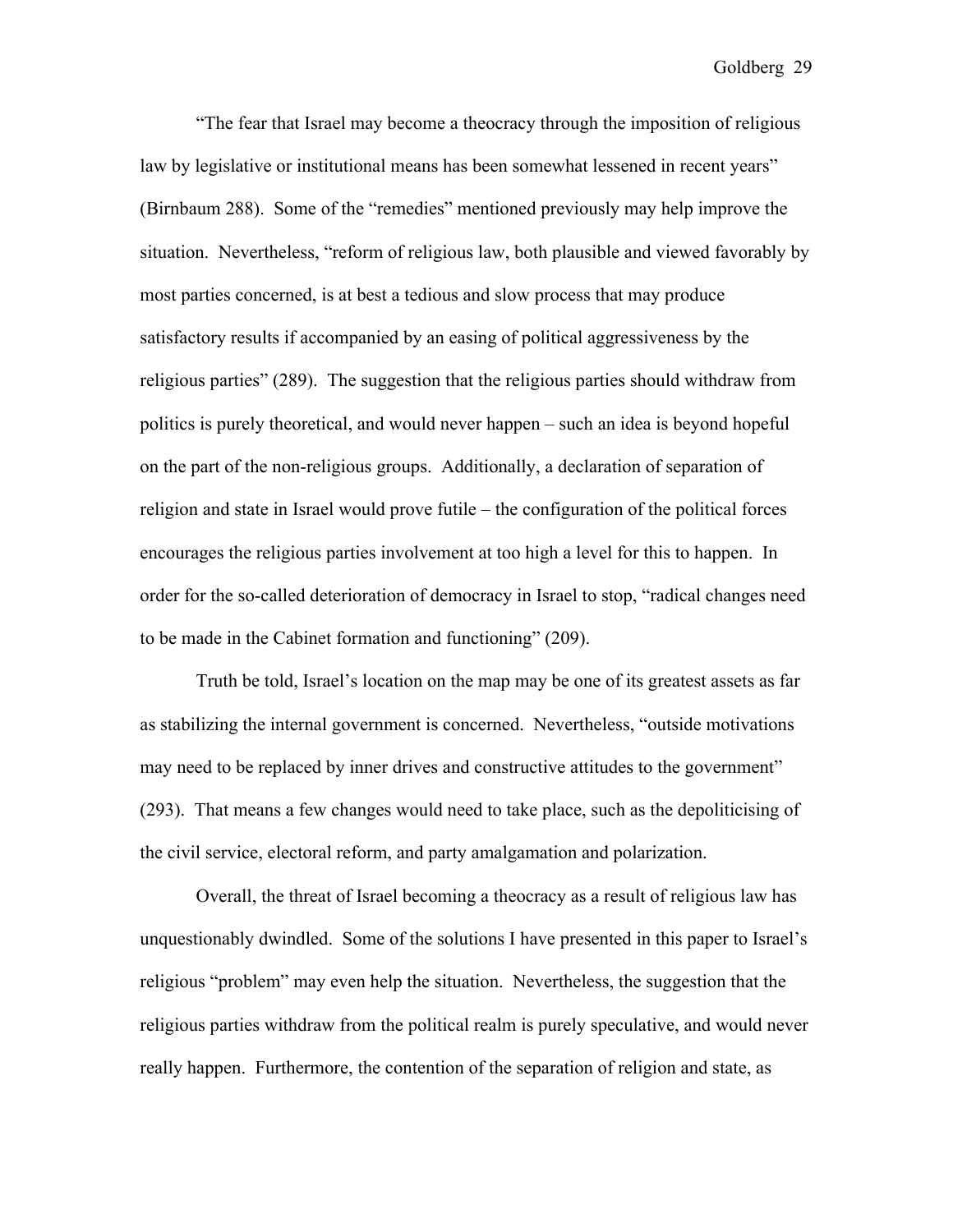"The fear that Israel may become a theocracy through the imposition of religious law by legislative or institutional means has been somewhat lessened in recent years" (Birnbaum 288). Some of the "remedies" mentioned previously may help improve the situation. Nevertheless, "reform of religious law, both plausible and viewed favorably by most parties concerned, is at best a tedious and slow process that may produce satisfactory results if accompanied by an easing of political aggressiveness by the religious parties" (289). The suggestion that the religious parties should withdraw from politics is purely theoretical, and would never happen – such an idea is beyond hopeful on the part of the non-religious groups. Additionally, a declaration of separation of religion and state in Israel would prove futile – the configuration of the political forces encourages the religious parties involvement at too high a level for this to happen. In order for the so-called deterioration of democracy in Israel to stop, "radical changes need to be made in the Cabinet formation and functioning" (209).

Truth be told, Israel's location on the map may be one of its greatest assets as far as stabilizing the internal government is concerned. Nevertheless, "outside motivations may need to be replaced by inner drives and constructive attitudes to the government" (293). That means a few changes would need to take place, such as the depoliticising of the civil service, electoral reform, and party amalgamation and polarization.

Overall, the threat of Israel becoming a theocracy as a result of religious law has unquestionably dwindled. Some of the solutions I have presented in this paper to Israel's religious "problem" may even help the situation. Nevertheless, the suggestion that the religious parties withdraw from the political realm is purely speculative, and would never really happen. Furthermore, the contention of the separation of religion and state, as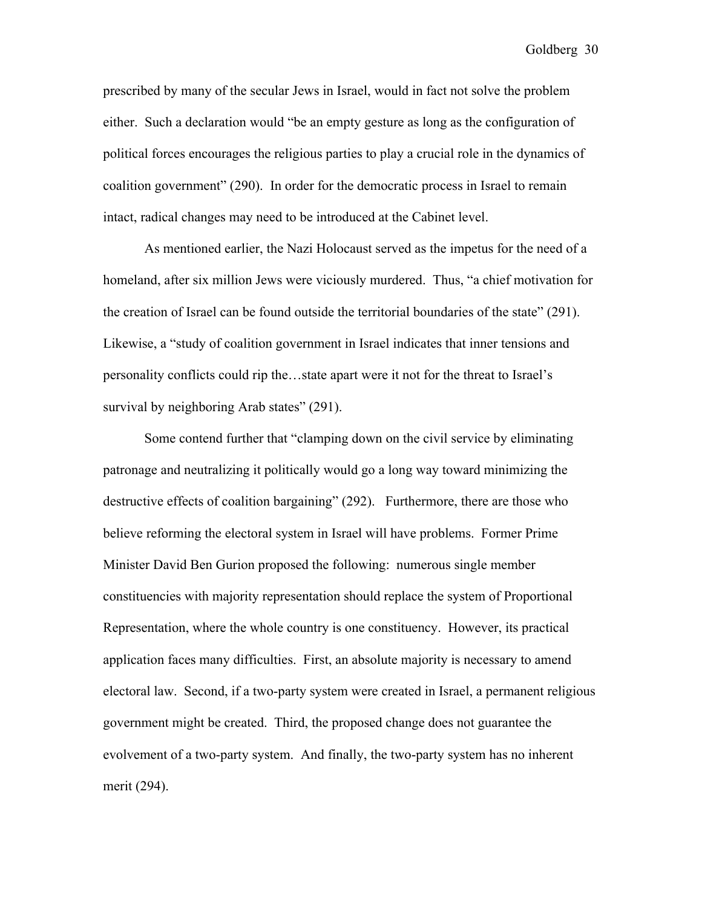prescribed by many of the secular Jews in Israel, would in fact not solve the problem either. Such a declaration would "be an empty gesture as long as the configuration of political forces encourages the religious parties to play a crucial role in the dynamics of coalition government" (290). In order for the democratic process in Israel to remain intact, radical changes may need to be introduced at the Cabinet level.

As mentioned earlier, the Nazi Holocaust served as the impetus for the need of a homeland, after six million Jews were viciously murdered. Thus, "a chief motivation for the creation of Israel can be found outside the territorial boundaries of the state" (291). Likewise, a "study of coalition government in Israel indicates that inner tensions and personality conflicts could rip the…state apart were it not for the threat to Israel's survival by neighboring Arab states" (291).

Some contend further that "clamping down on the civil service by eliminating patronage and neutralizing it politically would go a long way toward minimizing the destructive effects of coalition bargaining" (292). Furthermore, there are those who believe reforming the electoral system in Israel will have problems. Former Prime Minister David Ben Gurion proposed the following: numerous single member constituencies with majority representation should replace the system of Proportional Representation, where the whole country is one constituency. However, its practical application faces many difficulties. First, an absolute majority is necessary to amend electoral law. Second, if a two-party system were created in Israel, a permanent religious government might be created. Third, the proposed change does not guarantee the evolvement of a two-party system. And finally, the two-party system has no inherent merit (294).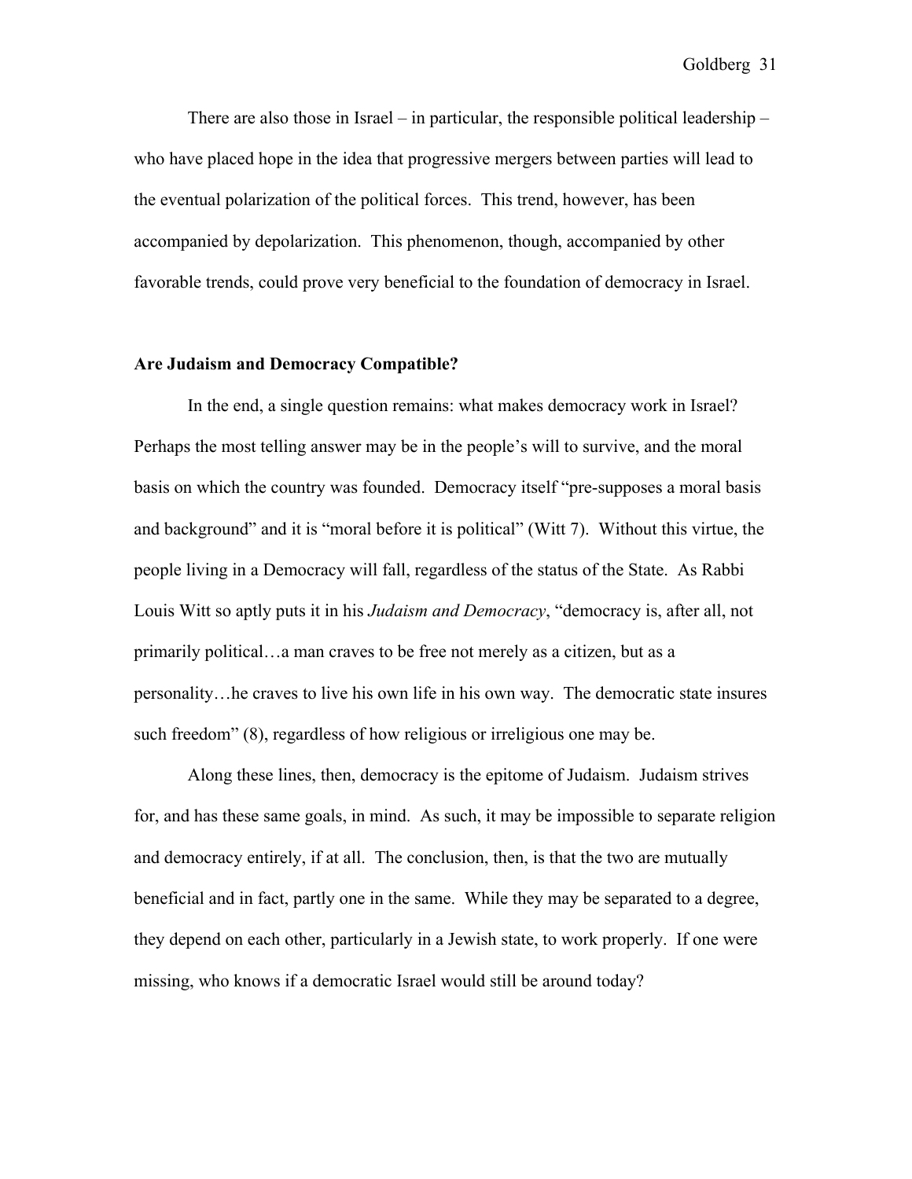There are also those in Israel – in particular, the responsible political leadership – who have placed hope in the idea that progressive mergers between parties will lead to the eventual polarization of the political forces. This trend, however, has been accompanied by depolarization. This phenomenon, though, accompanied by other favorable trends, could prove very beneficial to the foundation of democracy in Israel.

## Are Judaism and Democracy Compatible?

In the end, a single question remains: what makes democracy work in Israel? Perhaps the most telling answer may be in the people's will to survive, and the moral basis on which the country was founded. Democracy itself "pre-supposes a moral basis and background" and it is "moral before it is political" (Witt 7). Without this virtue, the people living in a Democracy will fall, regardless of the status of the State. As Rabbi Louis Witt so aptly puts it in his *Judaism and Democracy*, "democracy is, after all, not primarily political…a man craves to be free not merely as a citizen, but as a personality…he craves to live his own life in his own way. The democratic state insures such freedom" (8), regardless of how religious or irreligious one may be.

Along these lines, then, democracy is the epitome of Judaism. Judaism strives for, and has these same goals, in mind. As such, it may be impossible to separate religion and democracy entirely, if at all. The conclusion, then, is that the two are mutually beneficial and in fact, partly one in the same. While they may be separated to a degree, they depend on each other, particularly in a Jewish state, to work properly. If one were missing, who knows if a democratic Israel would still be around today?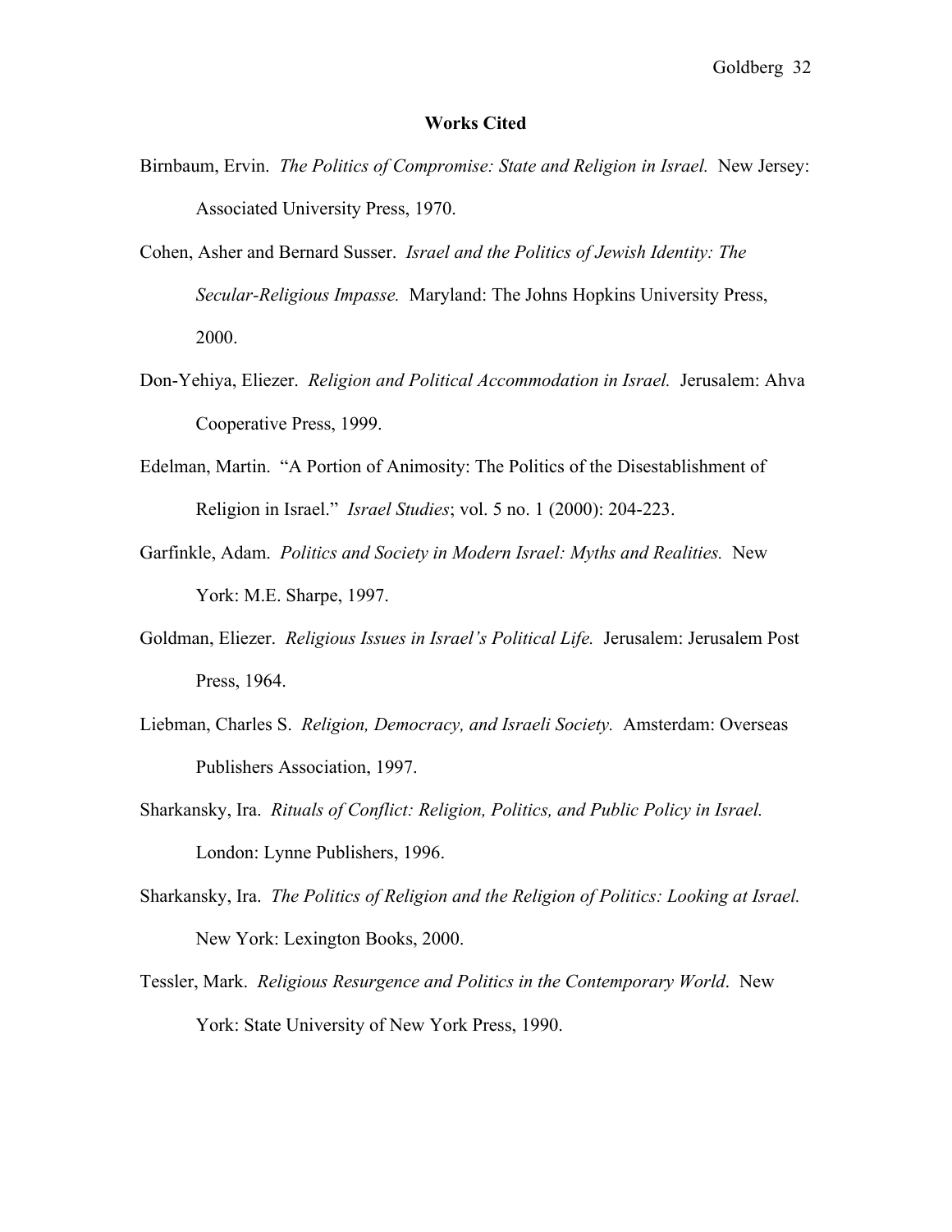**Works Cited**

Birnbaum, Ervin. *The Politics of Compromise: State and Religion in Israel.* New Jersey: Associated University Press, 1970.

Cohen, Asher and Bernard Susser. *Israel and the Politics of Jewish Identity: The Secular-Religious Impasse.* Maryland: The Johns Hopkins University Press, 2000.

Don-Yehiya, Eliezer. *Religion and Political Accommodation in Israel.* Jerusalem: Ahva Cooperative Press, 1999.

Edelman, Martin. "A Portion of Animosity: The Politics of the Disestablishment of Religion in Israel." *Israel Studies*; vol. 5 no. 1 (2000): 204-223.

Garfinkle, Adam. *Politics and Society in Modern Israel: Myths and Realities.* New York: M.E. Sharpe, 1997.

Goldman, Eliezer. *Religious Issues in Israel's Political Life.* Jerusalem: Jerusalem Post Press, 1964.

Liebman, Charles S. *Religion, Democracy, and Israeli Society.* Amsterdam: Overseas Publishers Association, 1997.

Sharkansky, Ira. *Rituals of Conflict: Religion, Politics, and Public Policy in Israel.* London: Lynne Publishers, 1996.

Sharkansky, Ira. *The Politics of Religion and the Religion of Politics: Looking at Israel.* New York: Lexington Books, 2000.

Tessler, Mark. *Religious Resurgence and Politics in the Contemporary World*. New York: State University of New York Press, 1990.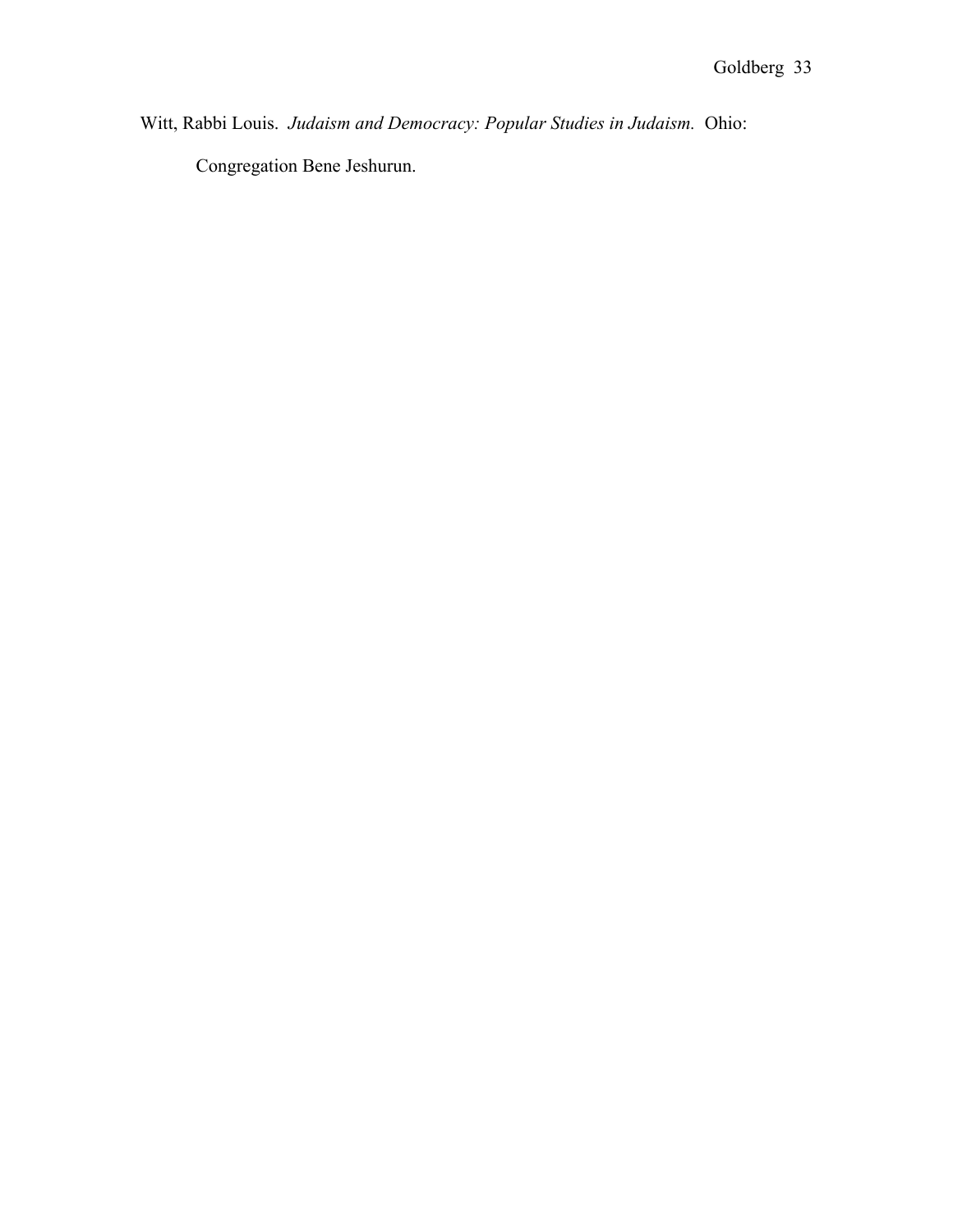Witt, Rabbi Louis. *Judaism and Democracy: Popular Studies in Judaism.* Ohio: Congregation Bene Jeshurun.